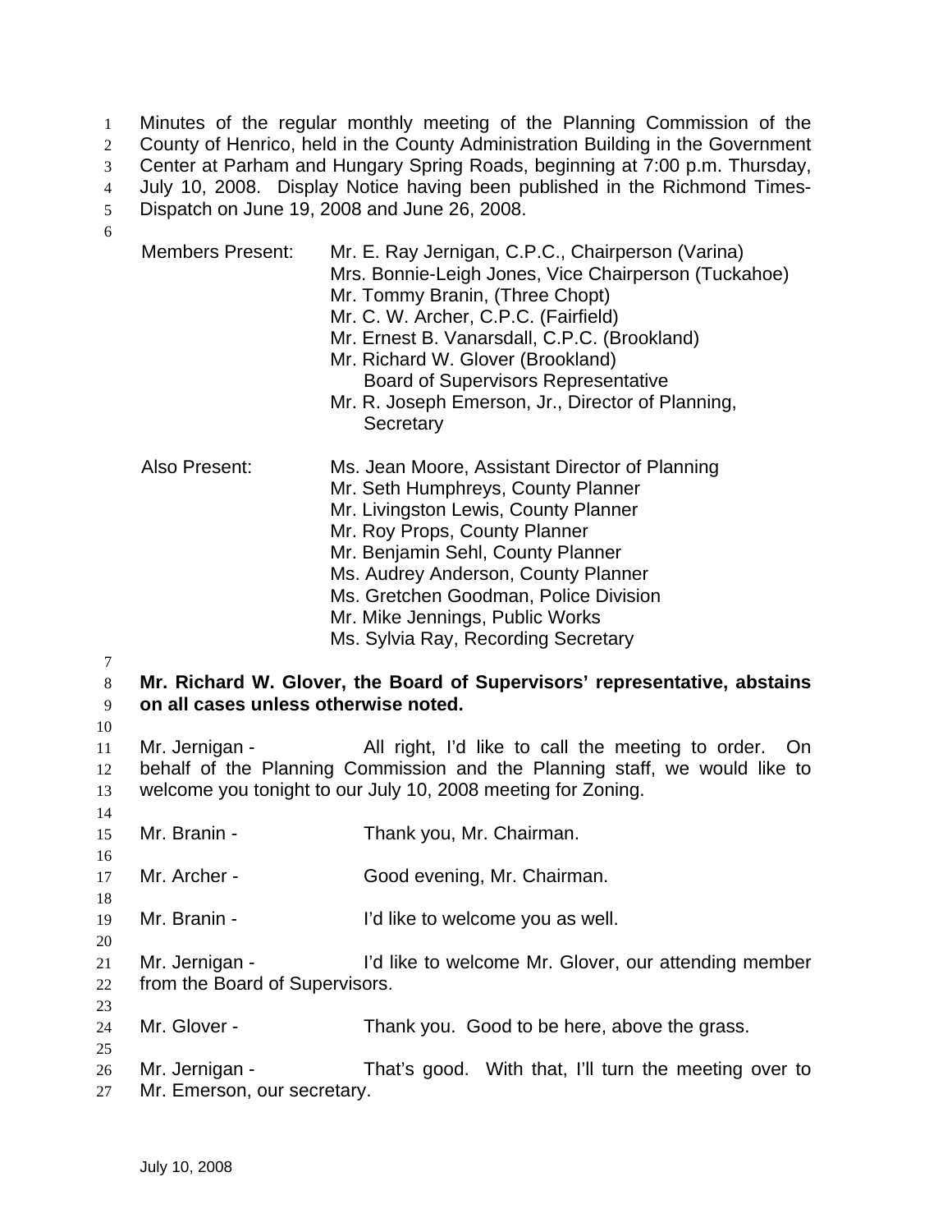Minutes of the regular monthly meeting of the Planning Commission of the County of Henrico, held in the County Administration Building in the Government Center at Parham and Hungary Spring Roads, beginning at 7:00 p.m. Thursday, July 10, 2008. Display Notice having been published in the Richmond Times-Dispatch on June 19, 2008 and June 26, 2008.

Members Present:
- Mr. E. Ray Jernigan, C.P.C., Chairperson (Varina)
- Mrs. Bonnie-Leigh Jones, Vice Chairperson (Tuckahoe)
- Mr. Tommy Branin, (Three Chopt)
- Mr. C. W. Archer, C.P.C. (Fairfield)
- Mr. Ernest B. Vanarsdall, C.P.C. (Brookland)
- Mr. Richard W. Glover (Brookland) Board of Supervisors Representative
- Mr. R. Joseph Emerson, Jr., Director of Planning, Secretary

Also Present:
- Ms. Jean Moore, Assistant Director of Planning
- Mr. Seth Humphreys, County Planner
- Mr. Livingston Lewis, County Planner
- Mr. Roy Props, County Planner
- Mr. Benjamin Sehl, County Planner
- Ms. Audrey Anderson, County Planner
- Ms. Gretchen Goodman, Police Division
- Mr. Mike Jennings, Public Works
- Ms. Sylvia Ray, Recording Secretary

**Mr. Richard W. Glover, the Board of Supervisors' representative, abstains on all cases unless otherwise noted.**

Mr. Jernigan - All right, I'd like to call the meeting to order. On behalf of the Planning Commission and the Planning staff, we would like to welcome you tonight to our July 10, 2008 meeting for Zoning.

Mr. Branin - Thank you, Mr. Chairman.

Mr. Archer - Good evening, Mr. Chairman.

Mr. Branin - I'd like to welcome you as well.

Mr. Jernigan - I'd like to welcome Mr. Glover, our attending member from the Board of Supervisors.

Mr. Glover - Thank you. Good to be here, above the grass.

Mr. Jernigan - That's good. With that, I'll turn the meeting over to Mr. Emerson, our secretary.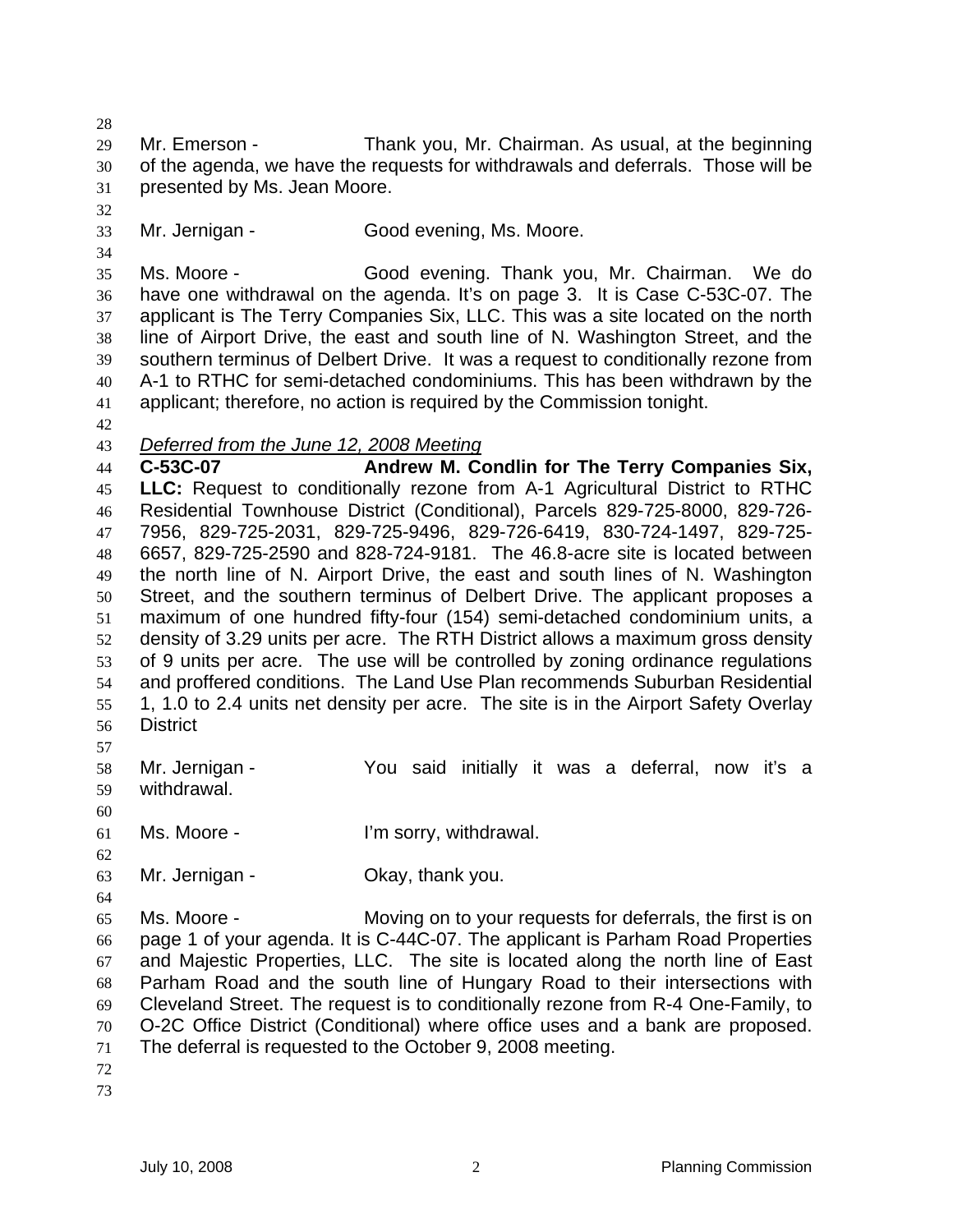Mr. Emerson - Thank you, Mr. Chairman. As usual, at the beginning of the agenda, we have the requests for withdrawals and deferrals. Those will be presented by Ms. Jean Moore.

Mr. Jernigan - Good evening, Ms. Moore.

Ms. Moore - Good evening. Thank you, Mr. Chairman. We do have one withdrawal on the agenda. It's on page 3. It is Case C-53C-07. The applicant is The Terry Companies Six, LLC. This was a site located on the north line of Airport Drive, the east and south line of N. Washington Street, and the southern terminus of Delbert Drive. It was a request to conditionally rezone from A-1 to RTHC for semi-detached condominiums. This has been withdrawn by the applicant; therefore, no action is required by the Commission tonight.

*Deferred from the June 12, 2008 Meeting*

**C-53C-07 Andrew M. Condlin for The Terry Companies Six, LLC:** Request to conditionally rezone from A-1 Agricultural District to RTHC Residential Townhouse District (Conditional), Parcels 829-725-8000, 829-726-7956, 829-725-2031, 829-725-9496, 829-726-6419, 830-724-1497, 829-725-6657, 829-725-2590 and 828-724-9181. The 46.8-acre site is located between the north line of N. Airport Drive, the east and south lines of N. Washington Street, and the southern terminus of Delbert Drive. The applicant proposes a maximum of one hundred fifty-four (154) semi-detached condominium units, a density of 3.29 units per acre. The RTH District allows a maximum gross density of 9 units per acre. The use will be controlled by zoning ordinance regulations and proffered conditions. The Land Use Plan recommends Suburban Residential 1, 1.0 to 2.4 units net density per acre. The site is in the Airport Safety Overlay District

Mr. Jernigan - You said initially it was a deferral, now it's a withdrawal.

Ms. Moore - I'm sorry, withdrawal.

Mr. Jernigan - Okay, thank you.

Ms. Moore - Moving on to your requests for deferrals, the first is on page 1 of your agenda. It is C-44C-07. The applicant is Parham Road Properties and Majestic Properties, LLC. The site is located along the north line of East Parham Road and the south line of Hungary Road to their intersections with Cleveland Street. The request is to conditionally rezone from R-4 One-Family, to O-2C Office District (Conditional) where office uses and a bank are proposed. The deferral is requested to the October 9, 2008 meeting.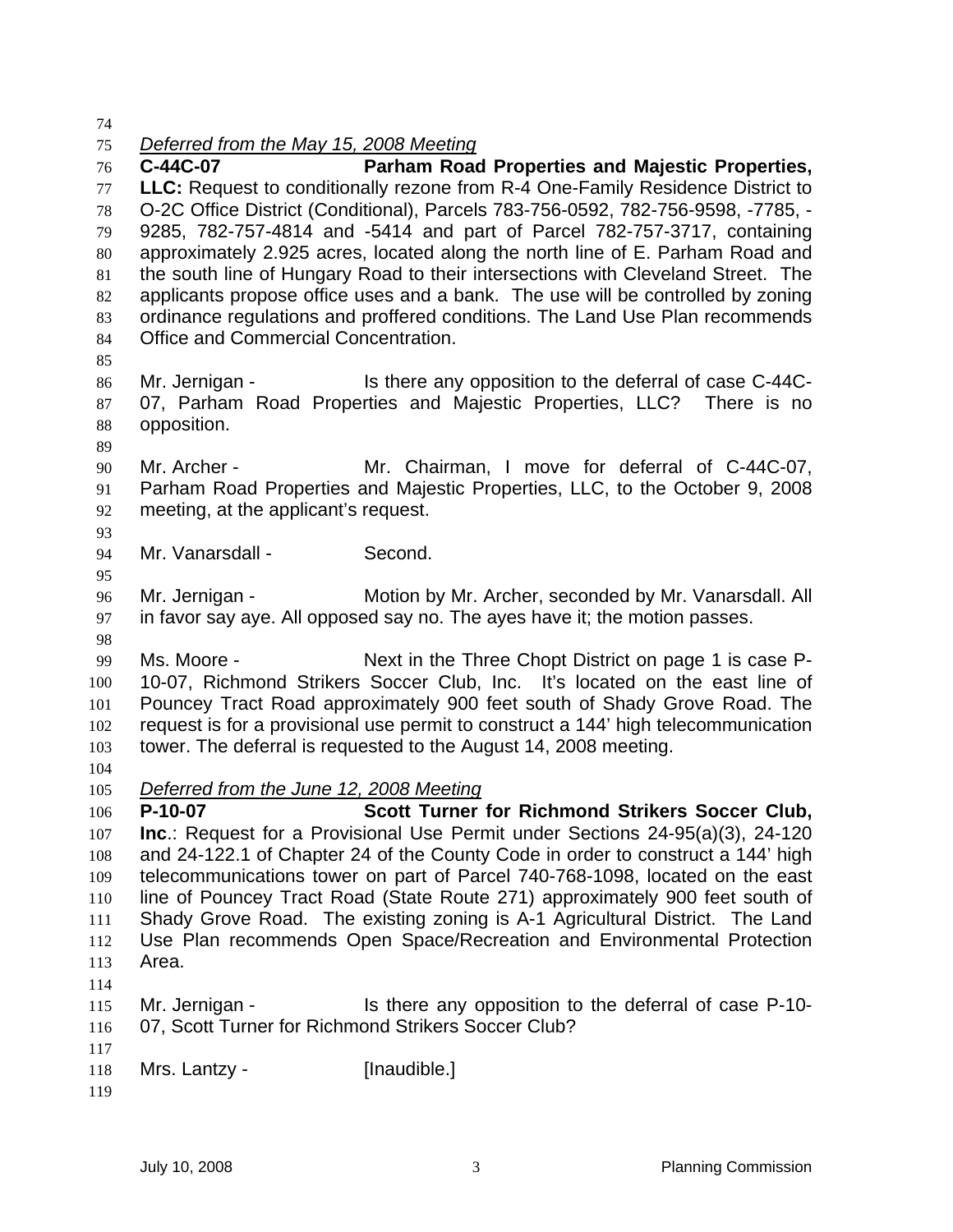*Deferred from the May 15, 2008 Meeting*

**C-44C-07 Parham Road Properties and Majestic Properties, LLC:** Request to conditionally rezone from R-4 One-Family Residence District to O-2C Office District (Conditional), Parcels 783-756-0592, 782-756-9598, -7785, -9285, 782-757-4814 and -5414 and part of Parcel 782-757-3717, containing approximately 2.925 acres, located along the north line of E. Parham Road and the south line of Hungary Road to their intersections with Cleveland Street. The applicants propose office uses and a bank. The use will be controlled by zoning ordinance regulations and proffered conditions. The Land Use Plan recommends Office and Commercial Concentration.

Mr. Jernigan - Is there any opposition to the deferral of case C-44C-07, Parham Road Properties and Majestic Properties, LLC? There is no opposition.

Mr. Archer - Mr. Chairman, I move for deferral of C-44C-07, Parham Road Properties and Majestic Properties, LLC, to the October 9, 2008 meeting, at the applicant's request.

Mr. Vanarsdall - Second.

Mr. Jernigan - Motion by Mr. Archer, seconded by Mr. Vanarsdall. All in favor say aye. All opposed say no. The ayes have it; the motion passes.

Ms. Moore - Next in the Three Chopt District on page 1 is case P-10-07, Richmond Strikers Soccer Club, Inc. It's located on the east line of Pouncey Tract Road approximately 900 feet south of Shady Grove Road. The request is for a provisional use permit to construct a 144' high telecommunication tower. The deferral is requested to the August 14, 2008 meeting.

*Deferred from the June 12, 2008 Meeting*

**P-10-07 Scott Turner for Richmond Strikers Soccer Club, Inc**.: Request for a Provisional Use Permit under Sections 24-95(a)(3), 24-120 and 24-122.1 of Chapter 24 of the County Code in order to construct a 144' high telecommunications tower on part of Parcel 740-768-1098, located on the east line of Pouncey Tract Road (State Route 271) approximately 900 feet south of Shady Grove Road. The existing zoning is A-1 Agricultural District. The Land Use Plan recommends Open Space/Recreation and Environmental Protection Area.

Mr. Jernigan - Is there any opposition to the deferral of case P-10-07, Scott Turner for Richmond Strikers Soccer Club?

Mrs. Lantzy - [Inaudible.]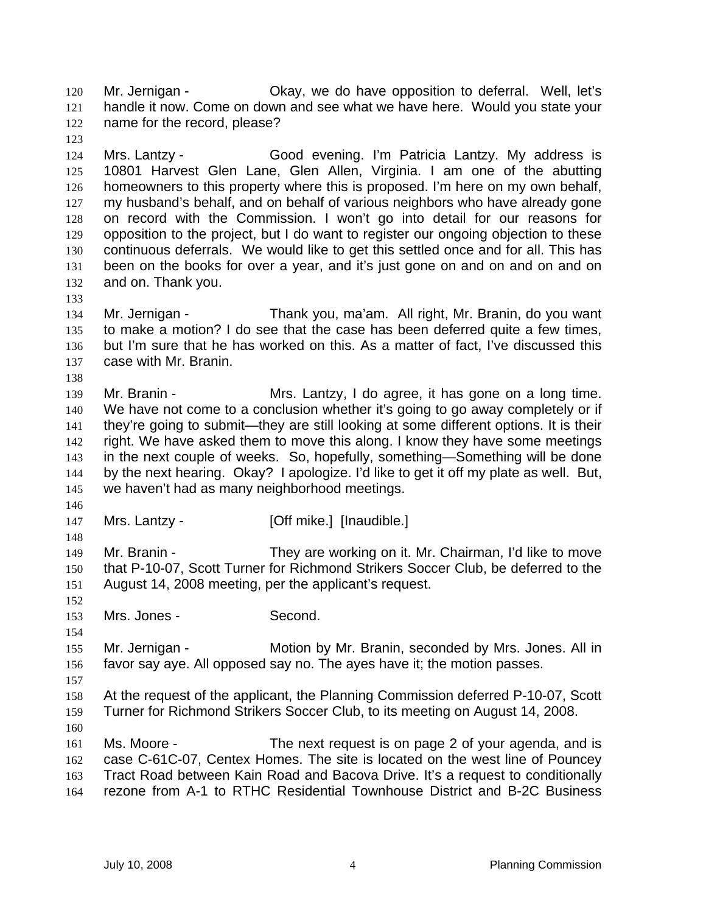Mr. Jernigan - Okay, we do have opposition to deferral. Well, let's handle it now. Come on down and see what we have here. Would you state your name for the record, please?

Mrs. Lantzy - Good evening. I'm Patricia Lantzy. My address is 10801 Harvest Glen Lane, Glen Allen, Virginia. I am one of the abutting homeowners to this property where this is proposed. I'm here on my own behalf, my husband's behalf, and on behalf of various neighbors who have already gone on record with the Commission. I won't go into detail for our reasons for opposition to the project, but I do want to register our ongoing objection to these continuous deferrals. We would like to get this settled once and for all. This has been on the books for over a year, and it's just gone on and on and on and on and on. Thank you.

Mr. Jernigan - Thank you, ma'am. All right, Mr. Branin, do you want to make a motion? I do see that the case has been deferred quite a few times, but I'm sure that he has worked on this. As a matter of fact, I've discussed this case with Mr. Branin.

Mr. Branin - Mrs. Lantzy, I do agree, it has gone on a long time. We have not come to a conclusion whether it's going to go away completely or if they're going to submit—they are still looking at some different options. It is their right. We have asked them to move this along. I know they have some meetings in the next couple of weeks. So, hopefully, something—Something will be done by the next hearing. Okay? I apologize. I'd like to get it off my plate as well. But, we haven't had as many neighborhood meetings.

Mrs. Lantzy - [Off mike.] [Inaudible.]

Mr. Branin - They are working on it. Mr. Chairman, I'd like to move that P-10-07, Scott Turner for Richmond Strikers Soccer Club, be deferred to the August 14, 2008 meeting, per the applicant's request.

Mrs. Jones - Second.

Mr. Jernigan - Motion by Mr. Branin, seconded by Mrs. Jones. All in favor say aye. All opposed say no. The ayes have it; the motion passes.

At the request of the applicant, the Planning Commission deferred P-10-07, Scott Turner for Richmond Strikers Soccer Club, to its meeting on August 14, 2008.

Ms. Moore - The next request is on page 2 of your agenda, and is case C-61C-07, Centex Homes. The site is located on the west line of Pouncey Tract Road between Kain Road and Bacova Drive. It's a request to conditionally rezone from A-1 to RTHC Residential Townhouse District and B-2C Business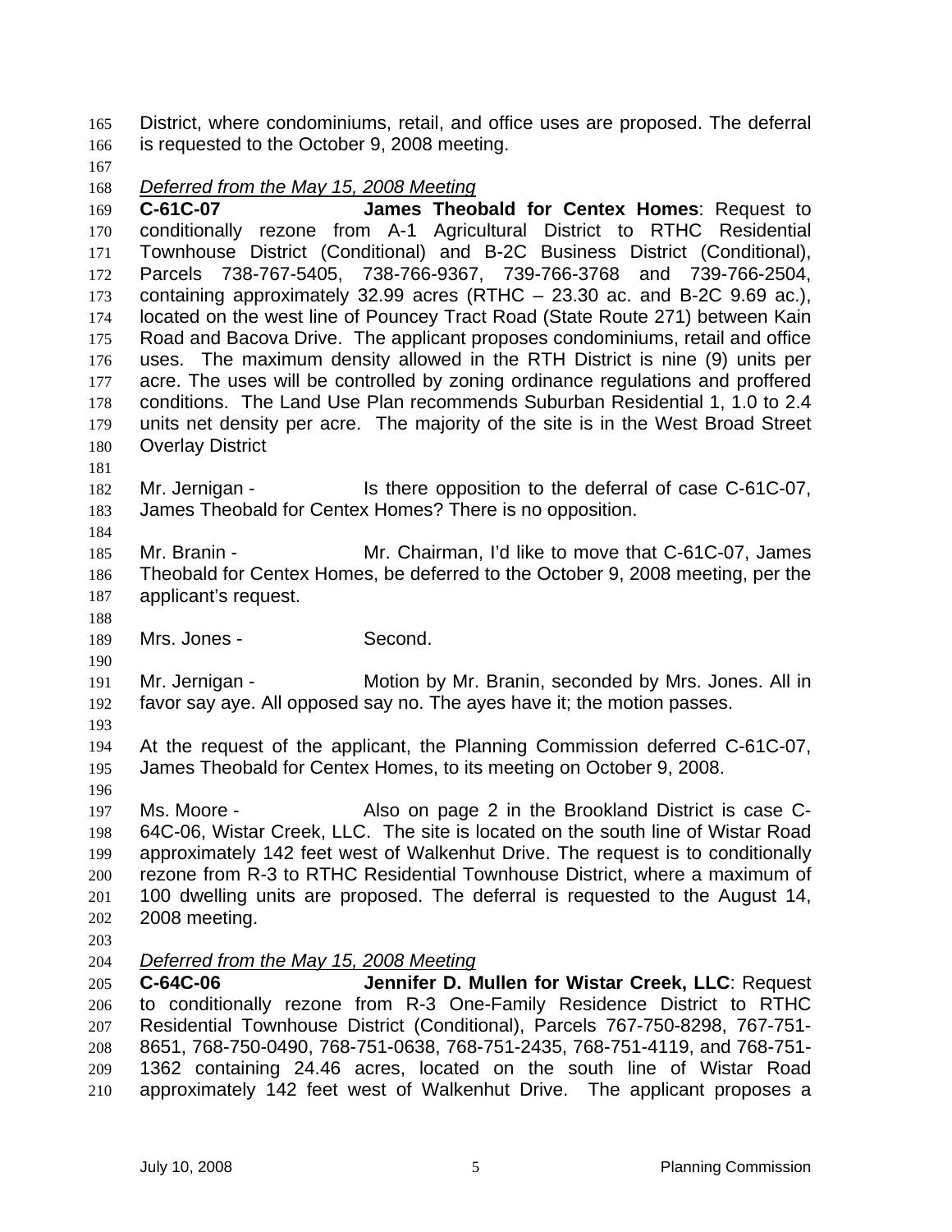District, where condominiums, retail, and office uses are proposed. The deferral is requested to the October 9, 2008 meeting.

*Deferred from the May 15, 2008 Meeting*

**C-61C-07 James Theobald for Centex Homes**: Request to conditionally rezone from A-1 Agricultural District to RTHC Residential Townhouse District (Conditional) and B-2C Business District (Conditional), Parcels 738-767-5405, 738-766-9367, 739-766-3768 and 739-766-2504, containing approximately 32.99 acres (RTHC – 23.30 ac. and B-2C 9.69 ac.), located on the west line of Pouncey Tract Road (State Route 271) between Kain Road and Bacova Drive. The applicant proposes condominiums, retail and office uses. The maximum density allowed in the RTH District is nine (9) units per acre. The uses will be controlled by zoning ordinance regulations and proffered conditions. The Land Use Plan recommends Suburban Residential 1, 1.0 to 2.4 units net density per acre. The majority of the site is in the West Broad Street Overlay District

Mr. Jernigan - Is there opposition to the deferral of case C-61C-07, James Theobald for Centex Homes? There is no opposition.

Mr. Branin - Mr. Chairman, I'd like to move that C-61C-07, James Theobald for Centex Homes, be deferred to the October 9, 2008 meeting, per the applicant's request.

Mrs. Jones - Second.

Mr. Jernigan - Motion by Mr. Branin, seconded by Mrs. Jones. All in favor say aye. All opposed say no. The ayes have it; the motion passes.

At the request of the applicant, the Planning Commission deferred C-61C-07, James Theobald for Centex Homes, to its meeting on October 9, 2008.

Ms. Moore - Also on page 2 in the Brookland District is case C-64C-06, Wistar Creek, LLC. The site is located on the south line of Wistar Road approximately 142 feet west of Walkenhut Drive. The request is to conditionally rezone from R-3 to RTHC Residential Townhouse District, where a maximum of 100 dwelling units are proposed. The deferral is requested to the August 14, 2008 meeting.

*Deferred from the May 15, 2008 Meeting*

**C-64C-06 Jennifer D. Mullen for Wistar Creek, LLC**: Request to conditionally rezone from R-3 One-Family Residence District to RTHC Residential Townhouse District (Conditional), Parcels 767-750-8298, 767-751-8651, 768-750-0490, 768-751-0638, 768-751-2435, 768-751-4119, and 768-751-1362 containing 24.46 acres, located on the south line of Wistar Road approximately 142 feet west of Walkenhut Drive. The applicant proposes a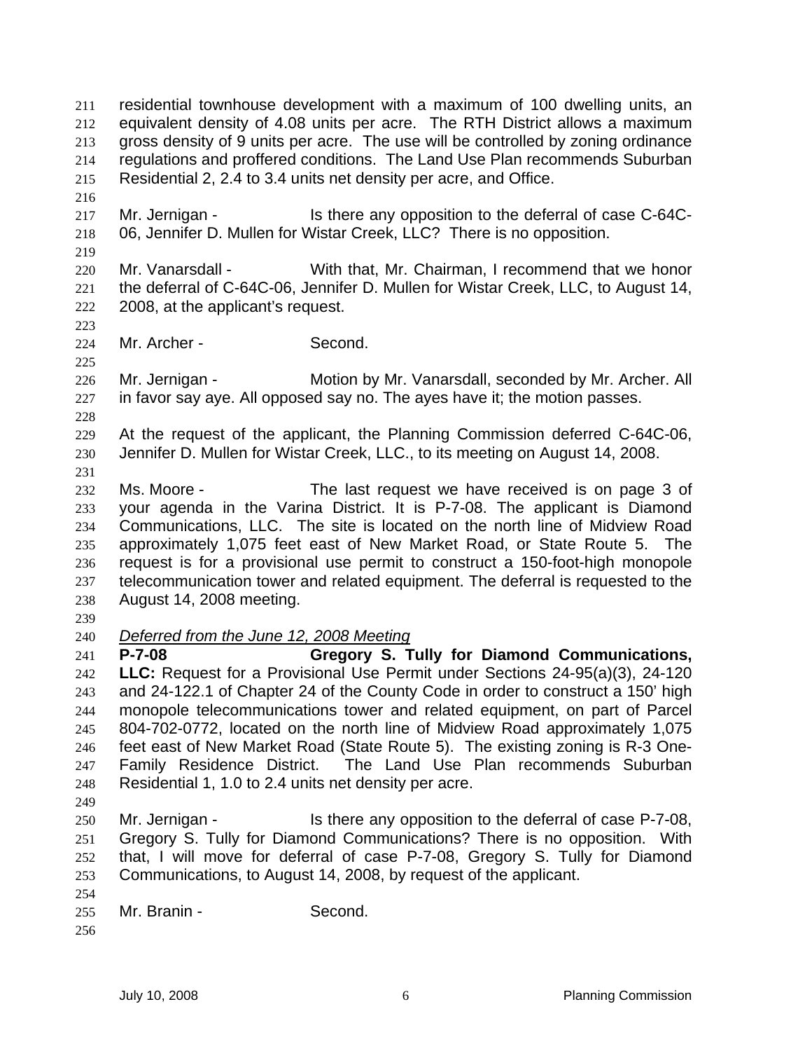residential townhouse development with a maximum of 100 dwelling units, an equivalent density of 4.08 units per acre. The RTH District allows a maximum gross density of 9 units per acre. The use will be controlled by zoning ordinance regulations and proffered conditions. The Land Use Plan recommends Suburban Residential 2, 2.4 to 3.4 units net density per acre, and Office.

Mr. Jernigan - Is there any opposition to the deferral of case C-64C-06, Jennifer D. Mullen for Wistar Creek, LLC? There is no opposition.

Mr. Vanarsdall - With that, Mr. Chairman, I recommend that we honor the deferral of C-64C-06, Jennifer D. Mullen for Wistar Creek, LLC, to August 14, 2008, at the applicant's request.

Mr. Archer - Second.

Mr. Jernigan - Motion by Mr. Vanarsdall, seconded by Mr. Archer. All in favor say aye. All opposed say no. The ayes have it; the motion passes.

At the request of the applicant, the Planning Commission deferred C-64C-06, Jennifer D. Mullen for Wistar Creek, LLC., to its meeting on August 14, 2008.

Ms. Moore - The last request we have received is on page 3 of your agenda in the Varina District. It is P-7-08. The applicant is Diamond Communications, LLC. The site is located on the north line of Midview Road approximately 1,075 feet east of New Market Road, or State Route 5. The request is for a provisional use permit to construct a 150-foot-high monopole telecommunication tower and related equipment. The deferral is requested to the August 14, 2008 meeting.

*Deferred from the June 12, 2008 Meeting*

**P-7-08 Gregory S. Tully for Diamond Communications, LLC:** Request for a Provisional Use Permit under Sections 24-95(a)(3), 24-120 and 24-122.1 of Chapter 24 of the County Code in order to construct a 150' high monopole telecommunications tower and related equipment, on part of Parcel 804-702-0772, located on the north line of Midview Road approximately 1,075 feet east of New Market Road (State Route 5). The existing zoning is R-3 One-Family Residence District. The Land Use Plan recommends Suburban Residential 1, 1.0 to 2.4 units net density per acre.

Mr. Jernigan - Is there any opposition to the deferral of case P-7-08, Gregory S. Tully for Diamond Communications? There is no opposition. With that, I will move for deferral of case P-7-08, Gregory S. Tully for Diamond Communications, to August 14, 2008, by request of the applicant.

Mr. Branin - Second.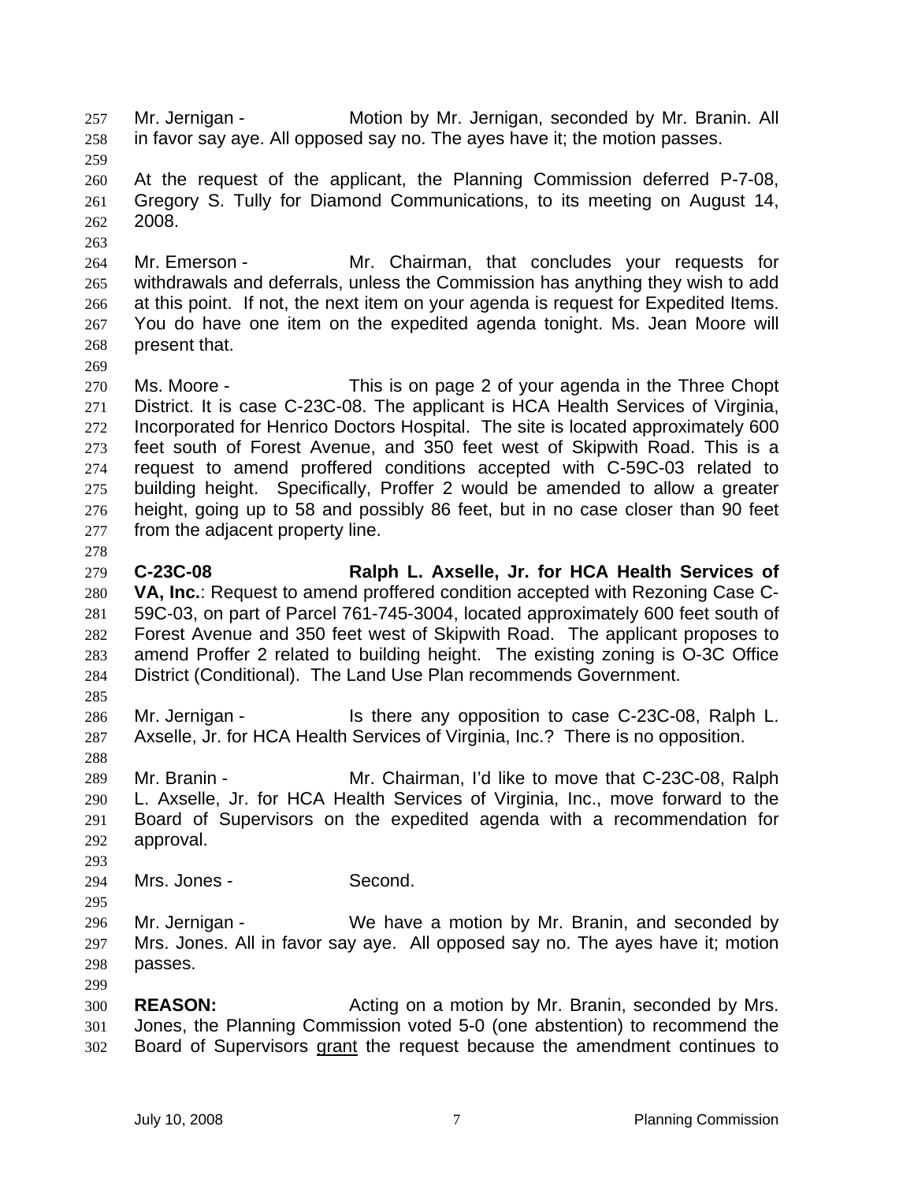Mr. Jernigan - Motion by Mr. Jernigan, seconded by Mr. Branin. All in favor say aye. All opposed say no. The ayes have it; the motion passes.

At the request of the applicant, the Planning Commission deferred P-7-08, Gregory S. Tully for Diamond Communications, to its meeting on August 14, 2008.

Mr. Emerson - Mr. Chairman, that concludes your requests for withdrawals and deferrals, unless the Commission has anything they wish to add at this point. If not, the next item on your agenda is request for Expedited Items. You do have one item on the expedited agenda tonight. Ms. Jean Moore will present that.

Ms. Moore - This is on page 2 of your agenda in the Three Chopt District. It is case C-23C-08. The applicant is HCA Health Services of Virginia, Incorporated for Henrico Doctors Hospital. The site is located approximately 600 feet south of Forest Avenue, and 350 feet west of Skipwith Road. This is a request to amend proffered conditions accepted with C-59C-03 related to building height. Specifically, Proffer 2 would be amended to allow a greater height, going up to 58 and possibly 86 feet, but in no case closer than 90 feet from the adjacent property line.

**C-23C-08 Ralph L. Axselle, Jr. for HCA Health Services of VA, Inc.**: Request to amend proffered condition accepted with Rezoning Case C-59C-03, on part of Parcel 761-745-3004, located approximately 600 feet south of Forest Avenue and 350 feet west of Skipwith Road. The applicant proposes to amend Proffer 2 related to building height. The existing zoning is O-3C Office District (Conditional). The Land Use Plan recommends Government.

Mr. Jernigan - Is there any opposition to case C-23C-08, Ralph L. Axselle, Jr. for HCA Health Services of Virginia, Inc.? There is no opposition.

Mr. Branin - Mr. Chairman, I'd like to move that C-23C-08, Ralph L. Axselle, Jr. for HCA Health Services of Virginia, Inc., move forward to the Board of Supervisors on the expedited agenda with a recommendation for approval.

Mrs. Jones - Second.

Mr. Jernigan - We have a motion by Mr. Branin, and seconded by Mrs. Jones. All in favor say aye. All opposed say no. The ayes have it; motion passes.

**REASON:** Acting on a motion by Mr. Branin, seconded by Mrs. Jones, the Planning Commission voted 5-0 (one abstention) to recommend the Board of Supervisors grant the request because the amendment continues to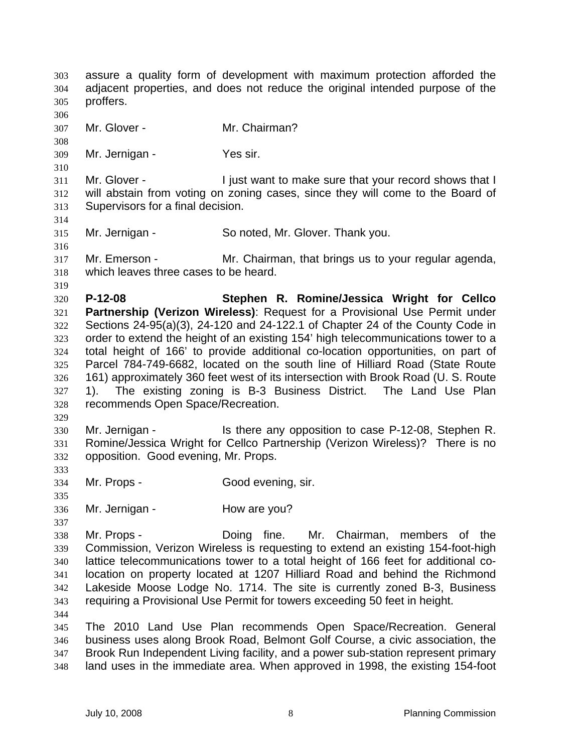assure a quality form of development with maximum protection afforded the adjacent properties, and does not reduce the original intended purpose of the proffers.

Mr. Glover - Mr. Chairman?

Mr. Jernigan - Yes sir.

Mr. Glover - I just want to make sure that your record shows that I will abstain from voting on zoning cases, since they will come to the Board of Supervisors for a final decision.

Mr. Jernigan - So noted, Mr. Glover. Thank you.

Mr. Emerson - Mr. Chairman, that brings us to your regular agenda, which leaves three cases to be heard.

**P-12-08 Stephen R. Romine/Jessica Wright for Cellco Partnership (Verizon Wireless)**: Request for a Provisional Use Permit under Sections 24-95(a)(3), 24-120 and 24-122.1 of Chapter 24 of the County Code in order to extend the height of an existing 154' high telecommunications tower to a total height of 166' to provide additional co-location opportunities, on part of Parcel 784-749-6682, located on the south line of Hilliard Road (State Route 161) approximately 360 feet west of its intersection with Brook Road (U. S. Route 1). The existing zoning is B-3 Business District. The Land Use Plan recommends Open Space/Recreation.

Mr. Jernigan - Is there any opposition to case P-12-08, Stephen R. Romine/Jessica Wright for Cellco Partnership (Verizon Wireless)? There is no opposition. Good evening, Mr. Props.

Mr. Props - Good evening, sir.

Mr. Jernigan - How are you?

Mr. Props - Doing fine. Mr. Chairman, members of the Commission, Verizon Wireless is requesting to extend an existing 154-foot-high lattice telecommunications tower to a total height of 166 feet for additional co-location on property located at 1207 Hilliard Road and behind the Richmond Lakeside Moose Lodge No. 1714. The site is currently zoned B-3, Business requiring a Provisional Use Permit for towers exceeding 50 feet in height.

The 2010 Land Use Plan recommends Open Space/Recreation. General business uses along Brook Road, Belmont Golf Course, a civic association, the Brook Run Independent Living facility, and a power sub-station represent primary land uses in the immediate area. When approved in 1998, the existing 154-foot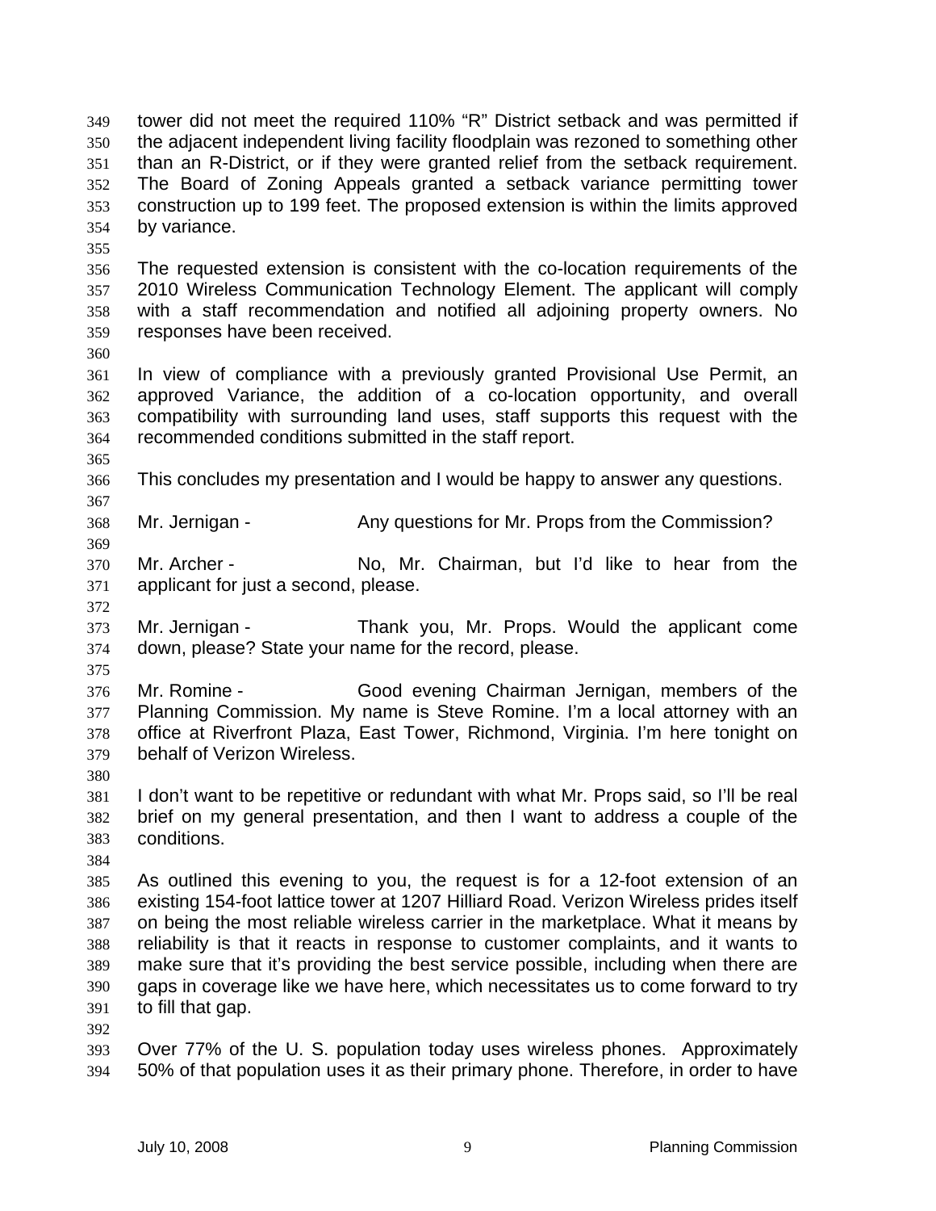tower did not meet the required 110% "R" District setback and was permitted if the adjacent independent living facility floodplain was rezoned to something other than an R-District, or if they were granted relief from the setback requirement. The Board of Zoning Appeals granted a setback variance permitting tower construction up to 199 feet. The proposed extension is within the limits approved by variance.

The requested extension is consistent with the co-location requirements of the 2010 Wireless Communication Technology Element. The applicant will comply with a staff recommendation and notified all adjoining property owners. No responses have been received.

In view of compliance with a previously granted Provisional Use Permit, an approved Variance, the addition of a co-location opportunity, and overall compatibility with surrounding land uses, staff supports this request with the recommended conditions submitted in the staff report.

This concludes my presentation and I would be happy to answer any questions.

Mr. Jernigan - Any questions for Mr. Props from the Commission?

Mr. Archer - No, Mr. Chairman, but I'd like to hear from the applicant for just a second, please.

Mr. Jernigan - Thank you, Mr. Props. Would the applicant come down, please? State your name for the record, please.

Mr. Romine - Good evening Chairman Jernigan, members of the Planning Commission. My name is Steve Romine. I'm a local attorney with an office at Riverfront Plaza, East Tower, Richmond, Virginia. I'm here tonight on behalf of Verizon Wireless.

I don't want to be repetitive or redundant with what Mr. Props said, so I'll be real brief on my general presentation, and then I want to address a couple of the conditions.

As outlined this evening to you, the request is for a 12-foot extension of an existing 154-foot lattice tower at 1207 Hilliard Road. Verizon Wireless prides itself on being the most reliable wireless carrier in the marketplace. What it means by reliability is that it reacts in response to customer complaints, and it wants to make sure that it's providing the best service possible, including when there are gaps in coverage like we have here, which necessitates us to come forward to try to fill that gap.

Over 77% of the U. S. population today uses wireless phones. Approximately 50% of that population uses it as their primary phone. Therefore, in order to have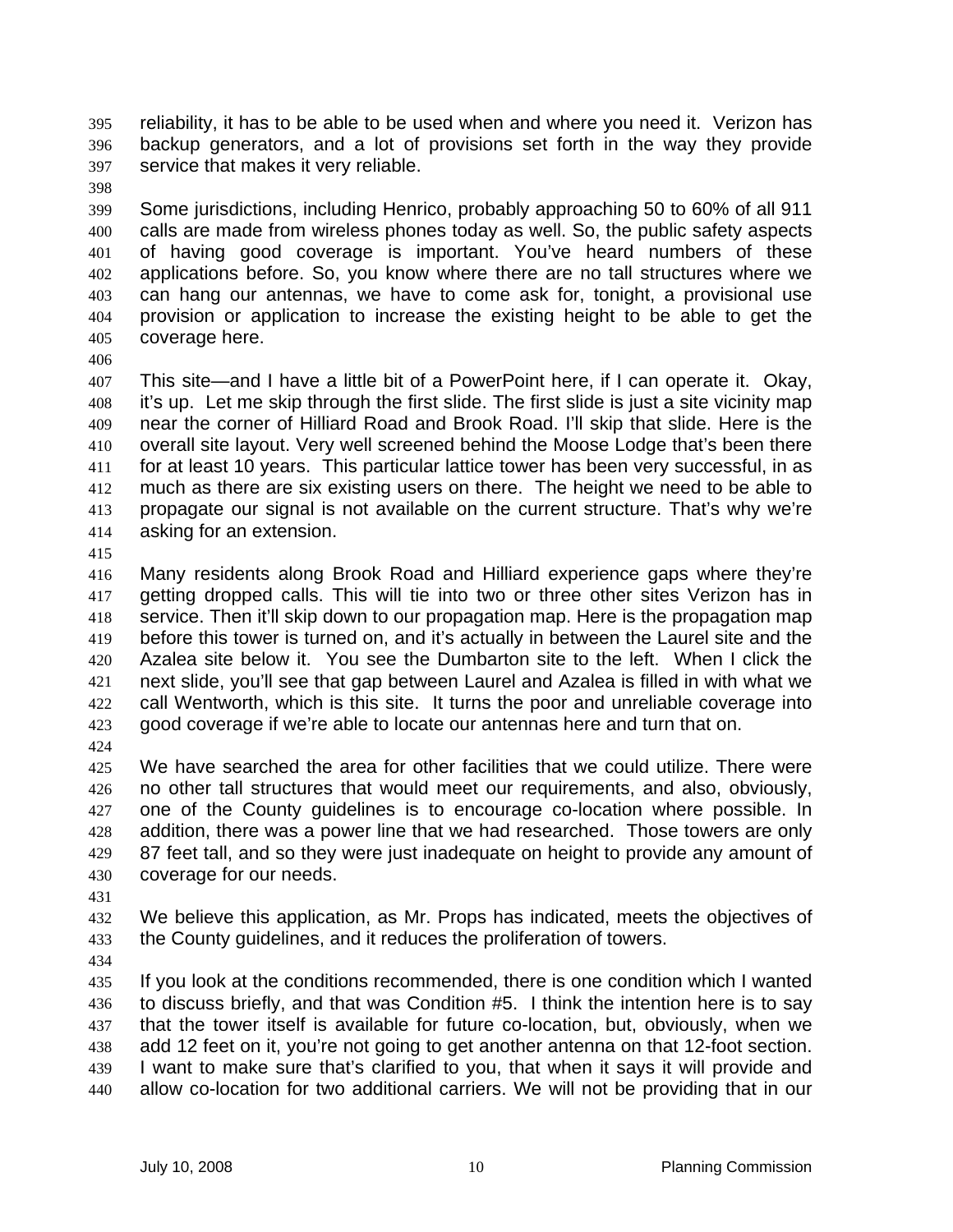reliability, it has to be able to be used when and where you need it. Verizon has backup generators, and a lot of provisions set forth in the way they provide service that makes it very reliable.

Some jurisdictions, including Henrico, probably approaching 50 to 60% of all 911 calls are made from wireless phones today as well. So, the public safety aspects of having good coverage is important. You've heard numbers of these applications before. So, you know where there are no tall structures where we can hang our antennas, we have to come ask for, tonight, a provisional use provision or application to increase the existing height to be able to get the coverage here.

This site—and I have a little bit of a PowerPoint here, if I can operate it. Okay, it's up. Let me skip through the first slide. The first slide is just a site vicinity map near the corner of Hilliard Road and Brook Road. I'll skip that slide. Here is the overall site layout. Very well screened behind the Moose Lodge that's been there for at least 10 years. This particular lattice tower has been very successful, in as much as there are six existing users on there. The height we need to be able to propagate our signal is not available on the current structure. That's why we're asking for an extension.

Many residents along Brook Road and Hilliard experience gaps where they're getting dropped calls. This will tie into two or three other sites Verizon has in service. Then it'll skip down to our propagation map. Here is the propagation map before this tower is turned on, and it's actually in between the Laurel site and the Azalea site below it. You see the Dumbarton site to the left. When I click the next slide, you'll see that gap between Laurel and Azalea is filled in with what we call Wentworth, which is this site. It turns the poor and unreliable coverage into good coverage if we're able to locate our antennas here and turn that on.

We have searched the area for other facilities that we could utilize. There were no other tall structures that would meet our requirements, and also, obviously, one of the County guidelines is to encourage co-location where possible. In addition, there was a power line that we had researched. Those towers are only 87 feet tall, and so they were just inadequate on height to provide any amount of coverage for our needs.

We believe this application, as Mr. Props has indicated, meets the objectives of the County guidelines, and it reduces the proliferation of towers.

If you look at the conditions recommended, there is one condition which I wanted to discuss briefly, and that was Condition #5. I think the intention here is to say that the tower itself is available for future co-location, but, obviously, when we add 12 feet on it, you're not going to get another antenna on that 12-foot section. I want to make sure that's clarified to you, that when it says it will provide and allow co-location for two additional carriers. We will not be providing that in our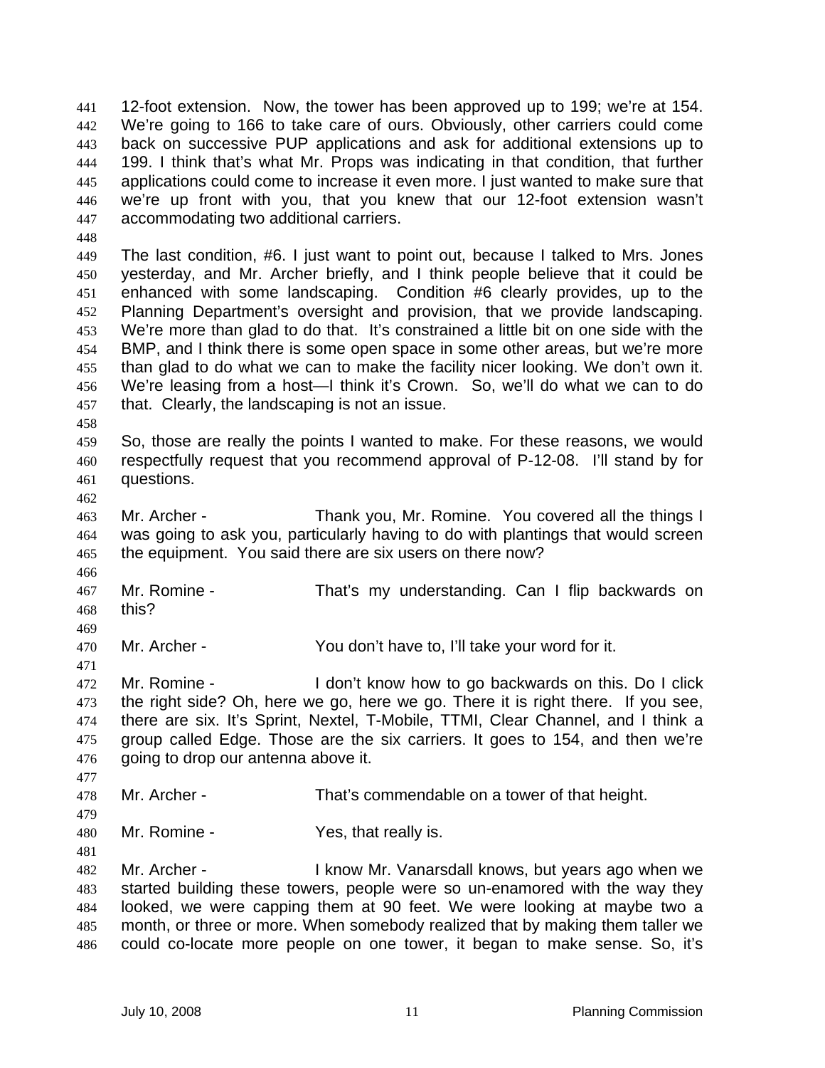12-foot extension. Now, the tower has been approved up to 199; we're at 154. We're going to 166 to take care of ours. Obviously, other carriers could come back on successive PUP applications and ask for additional extensions up to 199. I think that's what Mr. Props was indicating in that condition, that further applications could come to increase it even more. I just wanted to make sure that we're up front with you, that you knew that our 12-foot extension wasn't accommodating two additional carriers.

The last condition, #6. I just want to point out, because I talked to Mrs. Jones yesterday, and Mr. Archer briefly, and I think people believe that it could be enhanced with some landscaping. Condition #6 clearly provides, up to the Planning Department's oversight and provision, that we provide landscaping. We're more than glad to do that. It's constrained a little bit on one side with the BMP, and I think there is some open space in some other areas, but we're more than glad to do what we can to make the facility nicer looking. We don't own it. We're leasing from a host—I think it's Crown. So, we'll do what we can to do that. Clearly, the landscaping is not an issue.

So, those are really the points I wanted to make. For these reasons, we would respectfully request that you recommend approval of P-12-08. I'll stand by for questions.

Mr. Archer - Thank you, Mr. Romine. You covered all the things I was going to ask you, particularly having to do with plantings that would screen the equipment. You said there are six users on there now?

Mr. Romine - That's my understanding. Can I flip backwards on this?

Mr. Archer - You don't have to, I'll take your word for it.

Mr. Romine - I don't know how to go backwards on this. Do I click the right side? Oh, here we go, here we go. There it is right there. If you see, there are six. It's Sprint, Nextel, T-Mobile, TTMI, Clear Channel, and I think a group called Edge. Those are the six carriers. It goes to 154, and then we're going to drop our antenna above it.

Mr. Archer - That's commendable on a tower of that height.

Mr. Romine - Yes, that really is.

Mr. Archer - I know Mr. Vanarsdall knows, but years ago when we started building these towers, people were so un-enamored with the way they looked, we were capping them at 90 feet. We were looking at maybe two a month, or three or more. When somebody realized that by making them taller we could co-locate more people on one tower, it began to make sense. So, it's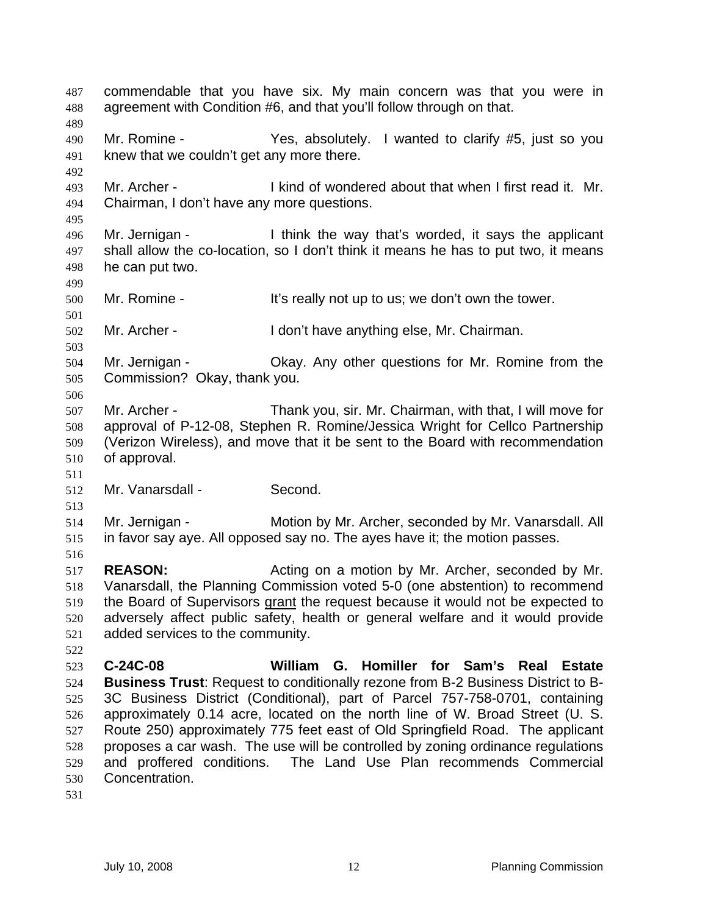commendable that you have six. My main concern was that you were in agreement with Condition #6, and that you'll follow through on that.

Mr. Romine - Yes, absolutely. I wanted to clarify #5, just so you knew that we couldn't get any more there.

Mr. Archer - I kind of wondered about that when I first read it. Mr. Chairman, I don't have any more questions.

Mr. Jernigan - I think the way that's worded, it says the applicant shall allow the co-location, so I don't think it means he has to put two, it means he can put two.

Mr. Romine - It's really not up to us; we don't own the tower.

Mr. Archer - I don't have anything else, Mr. Chairman.

Mr. Jernigan - Okay. Any other questions for Mr. Romine from the Commission? Okay, thank you.

Mr. Archer - Thank you, sir. Mr. Chairman, with that, I will move for approval of P-12-08, Stephen R. Romine/Jessica Wright for Cellco Partnership (Verizon Wireless), and move that it be sent to the Board with recommendation of approval.

Mr. Vanarsdall - Second.

Mr. Jernigan - Motion by Mr. Archer, seconded by Mr. Vanarsdall. All in favor say aye. All opposed say no. The ayes have it; the motion passes.

**REASON:** Acting on a motion by Mr. Archer, seconded by Mr. Vanarsdall, the Planning Commission voted 5-0 (one abstention) to recommend the Board of Supervisors grant the request because it would not be expected to adversely affect public safety, health or general welfare and it would provide added services to the community.

**C-24C-08 William G. Homiller for Sam's Real Estate Business Trust**: Request to conditionally rezone from B-2 Business District to B-3C Business District (Conditional), part of Parcel 757-758-0701, containing approximately 0.14 acre, located on the north line of W. Broad Street (U. S. Route 250) approximately 775 feet east of Old Springfield Road. The applicant proposes a car wash. The use will be controlled by zoning ordinance regulations and proffered conditions. The Land Use Plan recommends Commercial Concentration.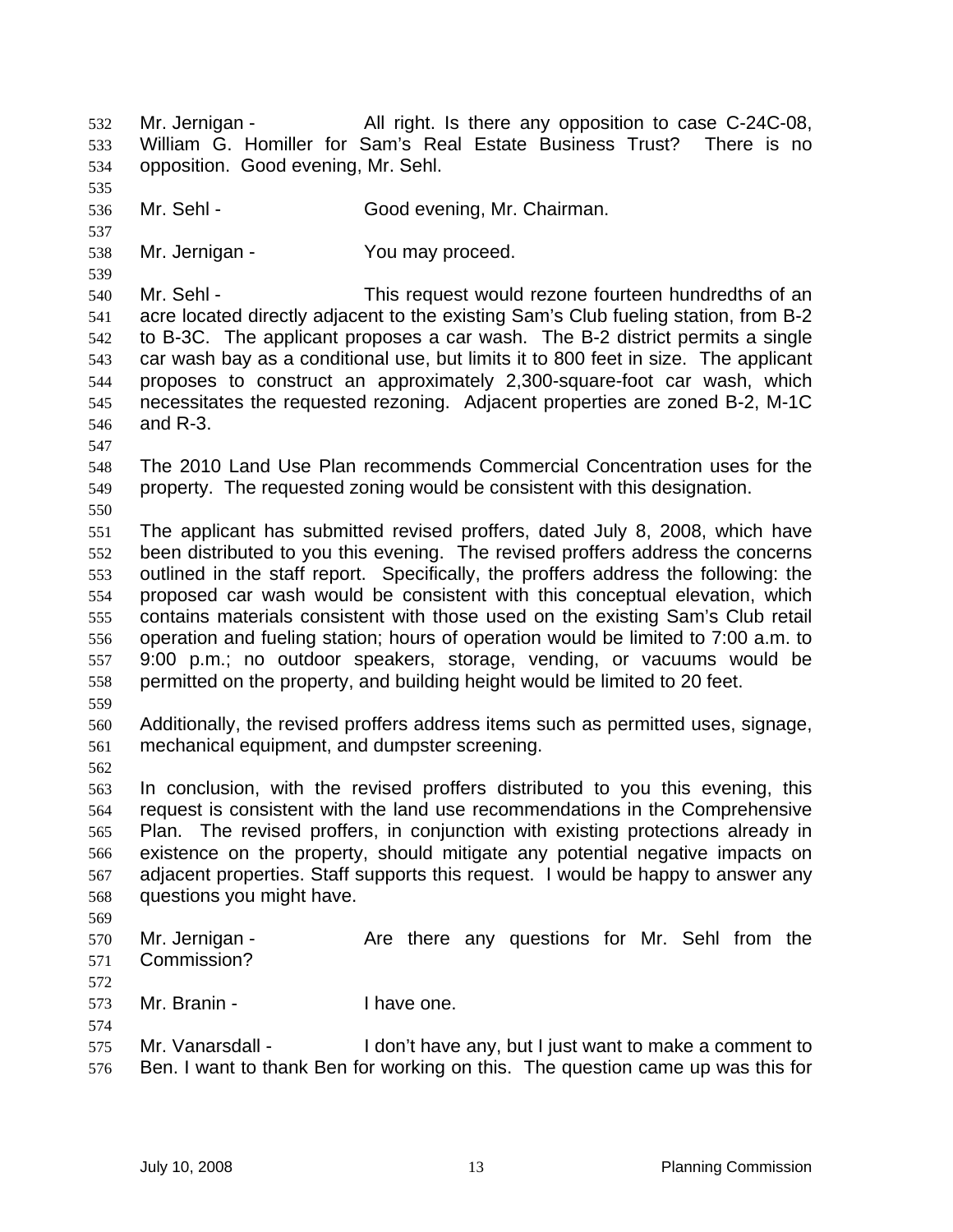Mr. Jernigan - All right. Is there any opposition to case C-24C-08, William G. Homiller for Sam's Real Estate Business Trust? There is no opposition. Good evening, Mr. Sehl.

Mr. Sehl - Good evening, Mr. Chairman.

Mr. Jernigan - You may proceed.

Mr. Sehl - This request would rezone fourteen hundredths of an acre located directly adjacent to the existing Sam's Club fueling station, from B-2 to B-3C. The applicant proposes a car wash. The B-2 district permits a single car wash bay as a conditional use, but limits it to 800 feet in size. The applicant proposes to construct an approximately 2,300-square-foot car wash, which necessitates the requested rezoning. Adjacent properties are zoned B-2, M-1C and R-3.

The 2010 Land Use Plan recommends Commercial Concentration uses for the property. The requested zoning would be consistent with this designation.

The applicant has submitted revised proffers, dated July 8, 2008, which have been distributed to you this evening. The revised proffers address the concerns outlined in the staff report. Specifically, the proffers address the following: the proposed car wash would be consistent with this conceptual elevation, which contains materials consistent with those used on the existing Sam's Club retail operation and fueling station; hours of operation would be limited to 7:00 a.m. to 9:00 p.m.; no outdoor speakers, storage, vending, or vacuums would be permitted on the property, and building height would be limited to 20 feet.

Additionally, the revised proffers address items such as permitted uses, signage, mechanical equipment, and dumpster screening.

In conclusion, with the revised proffers distributed to you this evening, this request is consistent with the land use recommendations in the Comprehensive Plan. The revised proffers, in conjunction with existing protections already in existence on the property, should mitigate any potential negative impacts on adjacent properties. Staff supports this request. I would be happy to answer any questions you might have.

Mr. Jernigan - Are there any questions for Mr. Sehl from the Commission?

Mr. Branin - I have one.

Mr. Vanarsdall - I don't have any, but I just want to make a comment to Ben. I want to thank Ben for working on this. The question came up was this for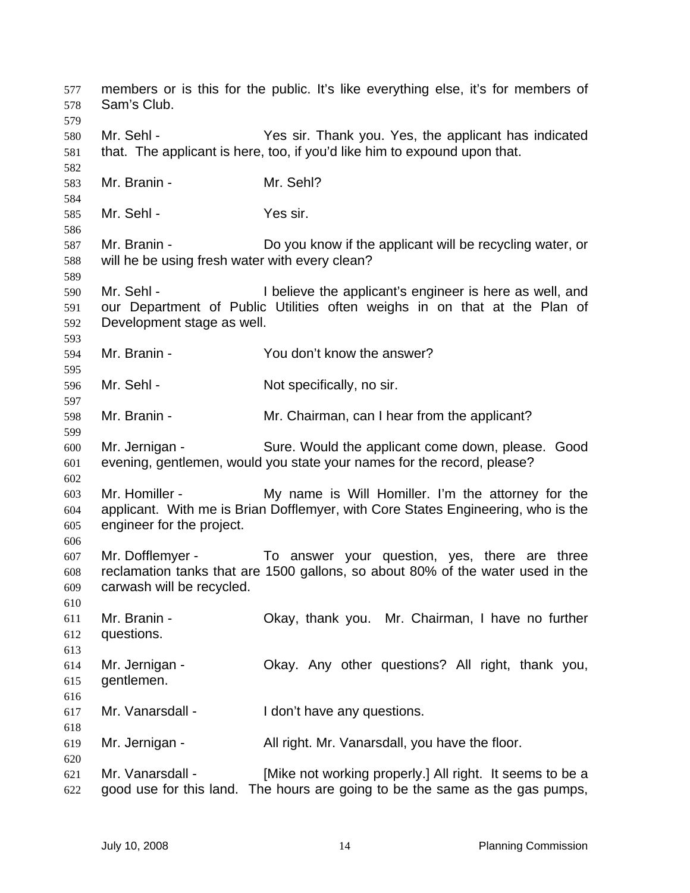members or is this for the public. It's like everything else, it's for members of Sam's Club.

Mr. Sehl - Yes sir. Thank you. Yes, the applicant has indicated that. The applicant is here, too, if you'd like him to expound upon that.

Mr. Branin - Mr. Sehl?

Mr. Sehl - Yes sir.

Mr. Branin - Do you know if the applicant will be recycling water, or will he be using fresh water with every clean?

Mr. Sehl - I believe the applicant's engineer is here as well, and our Department of Public Utilities often weighs in on that at the Plan of Development stage as well.

Mr. Branin - You don't know the answer?

Mr. Sehl - Not specifically, no sir.

Mr. Branin - Mr. Chairman, can I hear from the applicant?

Mr. Jernigan - Sure. Would the applicant come down, please. Good evening, gentlemen, would you state your names for the record, please?

Mr. Homiller - My name is Will Homiller. I'm the attorney for the applicant. With me is Brian Dofflemyer, with Core States Engineering, who is the engineer for the project.

Mr. Dofflemyer - To answer your question, yes, there are three reclamation tanks that are 1500 gallons, so about 80% of the water used in the carwash will be recycled.

Mr. Branin - Okay, thank you. Mr. Chairman, I have no further questions.

Mr. Jernigan - Okay. Any other questions? All right, thank you, gentlemen.

Mr. Vanarsdall - I don't have any questions.

Mr. Jernigan - All right. Mr. Vanarsdall, you have the floor.

Mr. Vanarsdall - [Mike not working properly.] All right. It seems to be a good use for this land. The hours are going to be the same as the gas pumps,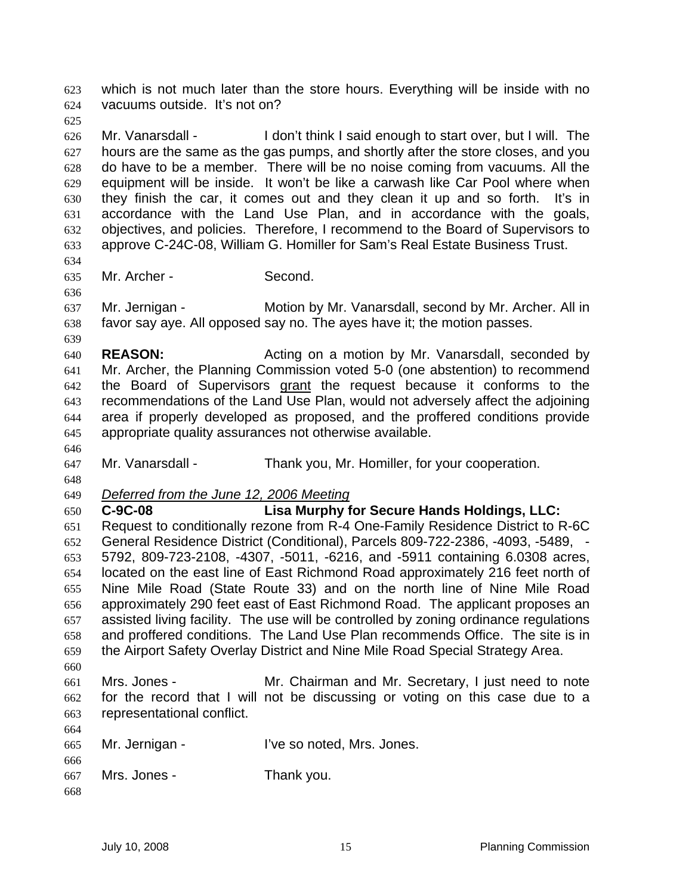which is not much later than the store hours. Everything will be inside with no vacuums outside. It's not on?

Mr. Vanarsdall - I don't think I said enough to start over, but I will. The hours are the same as the gas pumps, and shortly after the store closes, and you do have to be a member. There will be no noise coming from vacuums. All the equipment will be inside. It won't be like a carwash like Car Pool where when they finish the car, it comes out and they clean it up and so forth. It's in accordance with the Land Use Plan, and in accordance with the goals, objectives, and policies. Therefore, I recommend to the Board of Supervisors to approve C-24C-08, William G. Homiller for Sam's Real Estate Business Trust.

Mr. Archer - Second.

Mr. Jernigan - Motion by Mr. Vanarsdall, second by Mr. Archer. All in favor say aye. All opposed say no. The ayes have it; the motion passes.

**REASON:** Acting on a motion by Mr. Vanarsdall, seconded by Mr. Archer, the Planning Commission voted 5-0 (one abstention) to recommend the Board of Supervisors grant the request because it conforms to the recommendations of the Land Use Plan, would not adversely affect the adjoining area if properly developed as proposed, and the proffered conditions provide appropriate quality assurances not otherwise available.

Mr. Vanarsdall - Thank you, Mr. Homiller, for your cooperation.

*Deferred from the June 12, 2006 Meeting*

**C-9C-08 Lisa Murphy for Secure Hands Holdings, LLC:** Request to conditionally rezone from R-4 One-Family Residence District to R-6C General Residence District (Conditional), Parcels 809-722-2386, -4093, -5489, -5792, 809-723-2108, -4307, -5011, -6216, and -5911 containing 6.0308 acres, located on the east line of East Richmond Road approximately 216 feet north of Nine Mile Road (State Route 33) and on the north line of Nine Mile Road approximately 290 feet east of East Richmond Road. The applicant proposes an assisted living facility. The use will be controlled by zoning ordinance regulations and proffered conditions. The Land Use Plan recommends Office. The site is in the Airport Safety Overlay District and Nine Mile Road Special Strategy Area.

Mrs. Jones - Mr. Chairman and Mr. Secretary, I just need to note for the record that I will not be discussing or voting on this case due to a representational conflict.

Mr. Jernigan - I've so noted, Mrs. Jones.

Mrs. Jones - Thank you.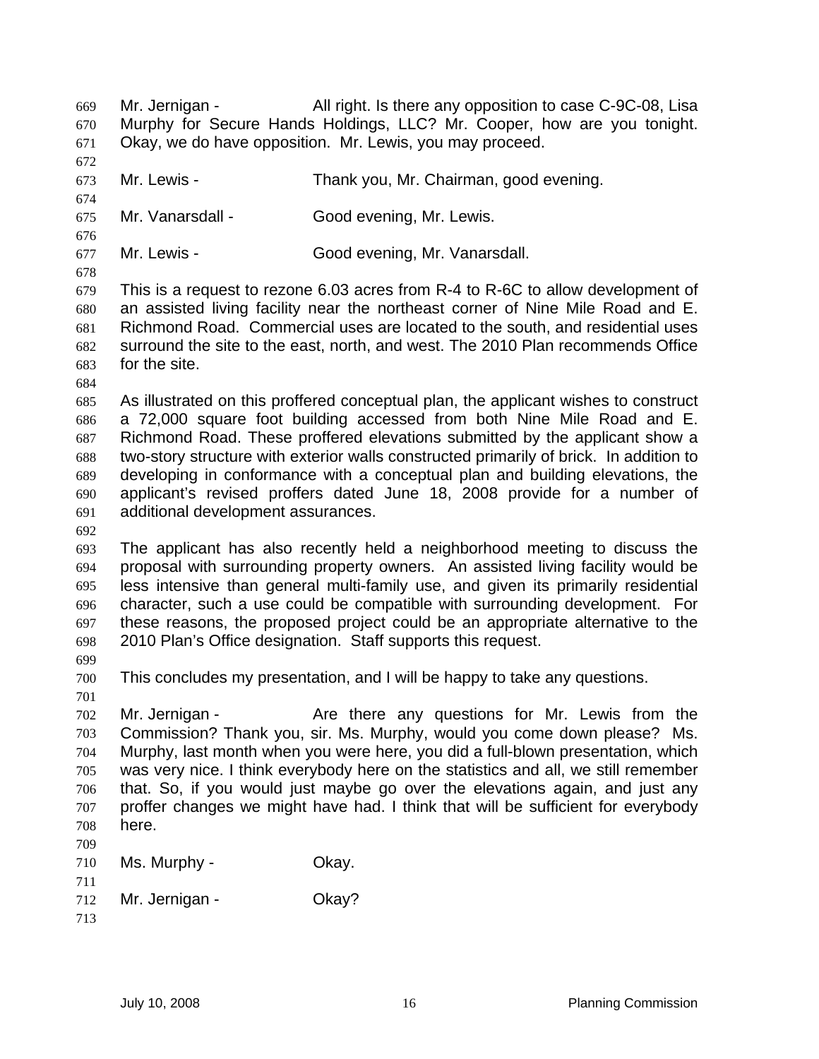Mr. Jernigan - All right. Is there any opposition to case C-9C-08, Lisa Murphy for Secure Hands Holdings, LLC? Mr. Cooper, how are you tonight. Okay, we do have opposition. Mr. Lewis, you may proceed.

Mr. Lewis - Thank you, Mr. Chairman, good evening.

Mr. Vanarsdall - Good evening, Mr. Lewis.

Mr. Lewis - Good evening, Mr. Vanarsdall.

This is a request to rezone 6.03 acres from R-4 to R-6C to allow development of an assisted living facility near the northeast corner of Nine Mile Road and E. Richmond Road. Commercial uses are located to the south, and residential uses surround the site to the east, north, and west. The 2010 Plan recommends Office for the site.

As illustrated on this proffered conceptual plan, the applicant wishes to construct a 72,000 square foot building accessed from both Nine Mile Road and E. Richmond Road. These proffered elevations submitted by the applicant show a two-story structure with exterior walls constructed primarily of brick. In addition to developing in conformance with a conceptual plan and building elevations, the applicant's revised proffers dated June 18, 2008 provide for a number of additional development assurances.

The applicant has also recently held a neighborhood meeting to discuss the proposal with surrounding property owners. An assisted living facility would be less intensive than general multi-family use, and given its primarily residential character, such a use could be compatible with surrounding development. For these reasons, the proposed project could be an appropriate alternative to the 2010 Plan's Office designation. Staff supports this request.

This concludes my presentation, and I will be happy to take any questions.

Mr. Jernigan - Are there any questions for Mr. Lewis from the Commission? Thank you, sir. Ms. Murphy, would you come down please? Ms. Murphy, last month when you were here, you did a full-blown presentation, which was very nice. I think everybody here on the statistics and all, we still remember that. So, if you would just maybe go over the elevations again, and just any proffer changes we might have had. I think that will be sufficient for everybody here.

Ms. Murphy - Okay.

Mr. Jernigan - Okay?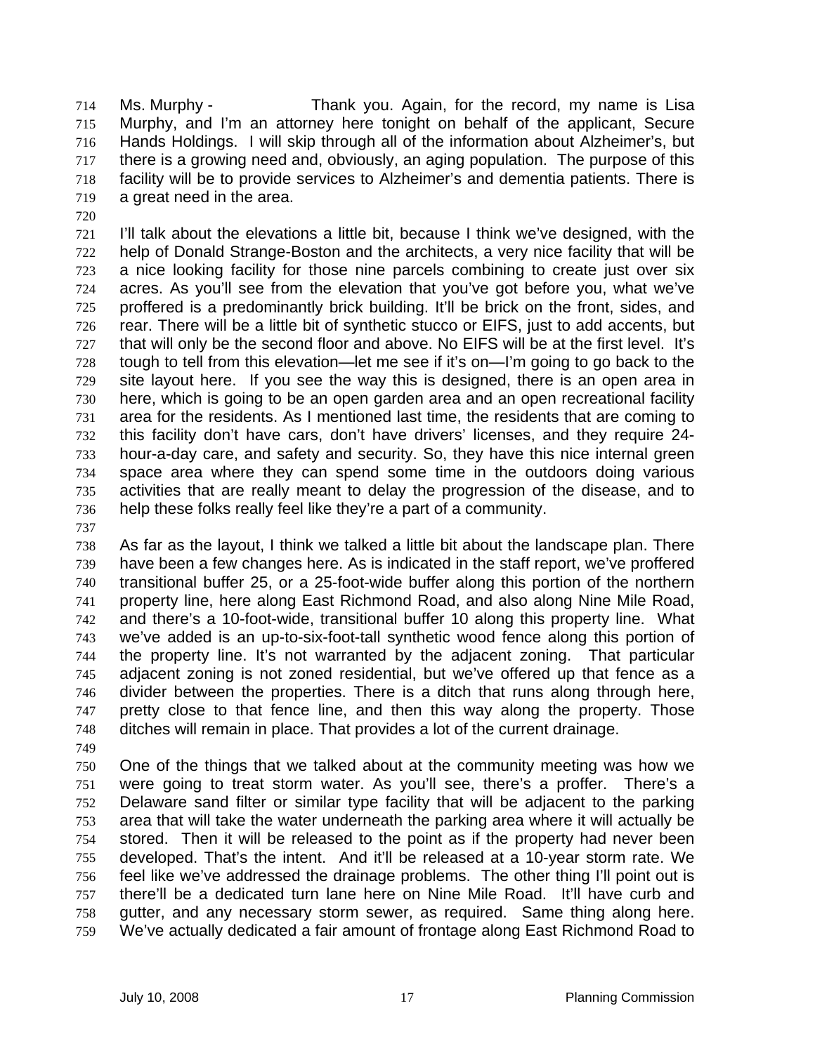Ms. Murphy - Thank you. Again, for the record, my name is Lisa Murphy, and I'm an attorney here tonight on behalf of the applicant, Secure Hands Holdings. I will skip through all of the information about Alzheimer's, but there is a growing need and, obviously, an aging population. The purpose of this facility will be to provide services to Alzheimer's and dementia patients. There is a great need in the area.

I'll talk about the elevations a little bit, because I think we've designed, with the help of Donald Strange-Boston and the architects, a very nice facility that will be a nice looking facility for those nine parcels combining to create just over six acres. As you'll see from the elevation that you've got before you, what we've proffered is a predominantly brick building. It'll be brick on the front, sides, and rear. There will be a little bit of synthetic stucco or EIFS, just to add accents, but that will only be the second floor and above. No EIFS will be at the first level. It's tough to tell from this elevation—let me see if it's on—I'm going to go back to the site layout here. If you see the way this is designed, there is an open area in here, which is going to be an open garden area and an open recreational facility area for the residents. As I mentioned last time, the residents that are coming to this facility don't have cars, don't have drivers' licenses, and they require 24-hour-a-day care, and safety and security. So, they have this nice internal green space area where they can spend some time in the outdoors doing various activities that are really meant to delay the progression of the disease, and to help these folks really feel like they're a part of a community.

As far as the layout, I think we talked a little bit about the landscape plan. There have been a few changes here. As is indicated in the staff report, we've proffered transitional buffer 25, or a 25-foot-wide buffer along this portion of the northern property line, here along East Richmond Road, and also along Nine Mile Road, and there's a 10-foot-wide, transitional buffer 10 along this property line. What we've added is an up-to-six-foot-tall synthetic wood fence along this portion of the property line. It's not warranted by the adjacent zoning. That particular adjacent zoning is not zoned residential, but we've offered up that fence as a divider between the properties. There is a ditch that runs along through here, pretty close to that fence line, and then this way along the property. Those ditches will remain in place. That provides a lot of the current drainage.

One of the things that we talked about at the community meeting was how we were going to treat storm water. As you'll see, there's a proffer. There's a Delaware sand filter or similar type facility that will be adjacent to the parking area that will take the water underneath the parking area where it will actually be stored. Then it will be released to the point as if the property had never been developed. That's the intent. And it'll be released at a 10-year storm rate. We feel like we've addressed the drainage problems. The other thing I'll point out is there'll be a dedicated turn lane here on Nine Mile Road. It'll have curb and gutter, and any necessary storm sewer, as required. Same thing along here. We've actually dedicated a fair amount of frontage along East Richmond Road to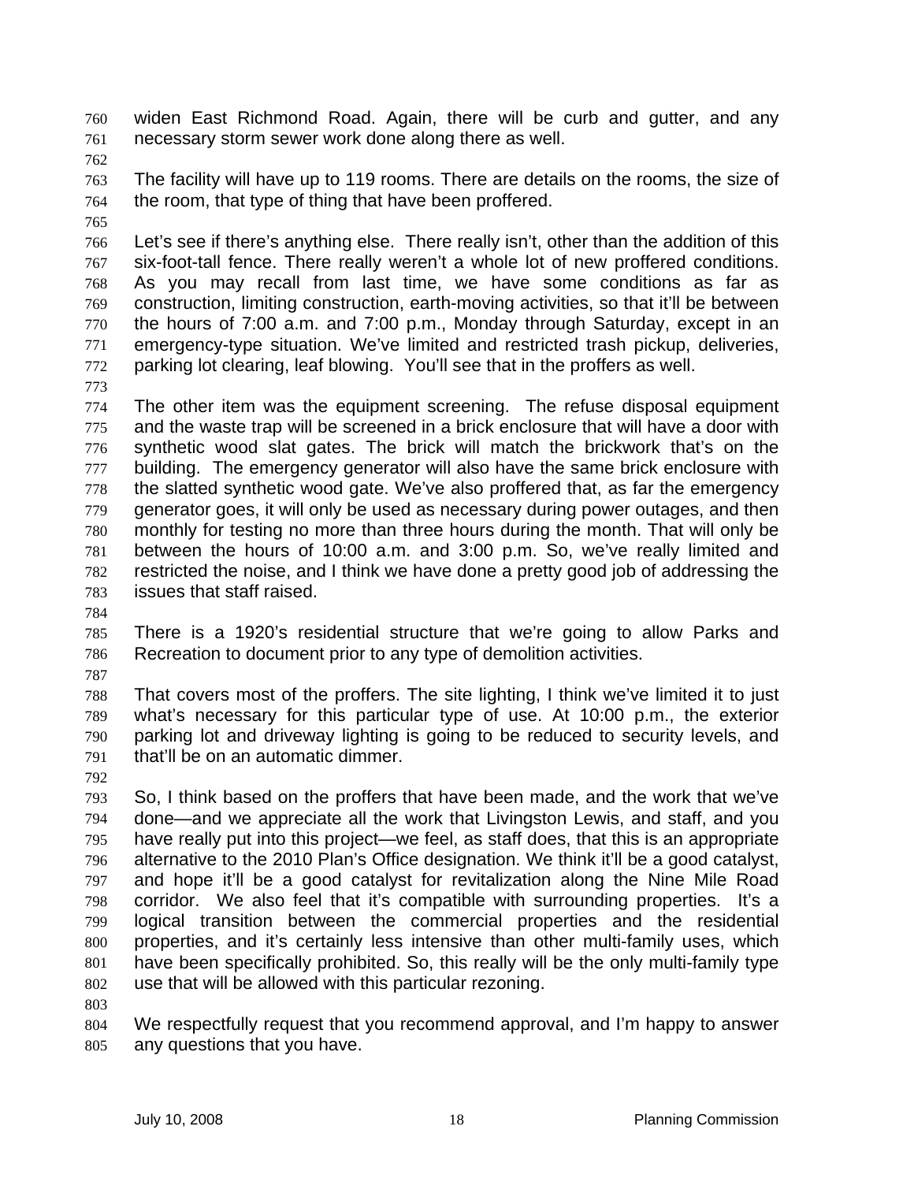widen East Richmond Road. Again, there will be curb and gutter, and any necessary storm sewer work done along there as well.

The facility will have up to 119 rooms. There are details on the rooms, the size of the room, that type of thing that have been proffered.

Let's see if there's anything else. There really isn't, other than the addition of this six-foot-tall fence. There really weren't a whole lot of new proffered conditions. As you may recall from last time, we have some conditions as far as construction, limiting construction, earth-moving activities, so that it'll be between the hours of 7:00 a.m. and 7:00 p.m., Monday through Saturday, except in an emergency-type situation. We've limited and restricted trash pickup, deliveries, parking lot clearing, leaf blowing. You'll see that in the proffers as well.

The other item was the equipment screening. The refuse disposal equipment and the waste trap will be screened in a brick enclosure that will have a door with synthetic wood slat gates. The brick will match the brickwork that's on the building. The emergency generator will also have the same brick enclosure with the slatted synthetic wood gate. We've also proffered that, as far the emergency generator goes, it will only be used as necessary during power outages, and then monthly for testing no more than three hours during the month. That will only be between the hours of 10:00 a.m. and 3:00 p.m. So, we've really limited and restricted the noise, and I think we have done a pretty good job of addressing the issues that staff raised.

There is a 1920's residential structure that we're going to allow Parks and Recreation to document prior to any type of demolition activities.

That covers most of the proffers. The site lighting, I think we've limited it to just what's necessary for this particular type of use. At 10:00 p.m., the exterior parking lot and driveway lighting is going to be reduced to security levels, and that'll be on an automatic dimmer.

So, I think based on the proffers that have been made, and the work that we've done—and we appreciate all the work that Livingston Lewis, and staff, and you have really put into this project—we feel, as staff does, that this is an appropriate alternative to the 2010 Plan's Office designation. We think it'll be a good catalyst, and hope it'll be a good catalyst for revitalization along the Nine Mile Road corridor. We also feel that it's compatible with surrounding properties. It's a logical transition between the commercial properties and the residential properties, and it's certainly less intensive than other multi-family uses, which have been specifically prohibited. So, this really will be the only multi-family type use that will be allowed with this particular rezoning.

We respectfully request that you recommend approval, and I'm happy to answer any questions that you have.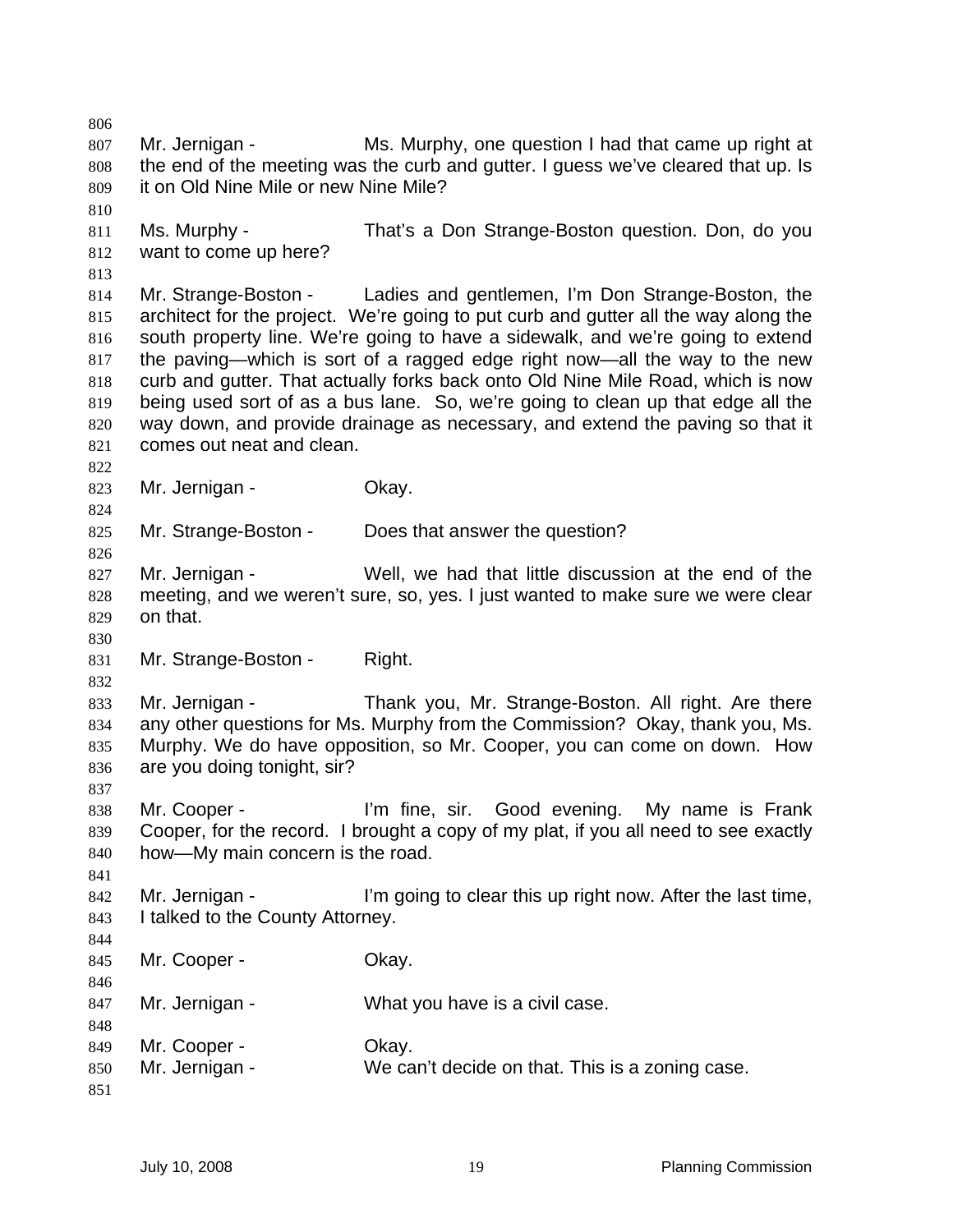Mr. Jernigan - Ms. Murphy, one question I had that came up right at the end of the meeting was the curb and gutter. I guess we've cleared that up. Is it on Old Nine Mile or new Nine Mile?

Ms. Murphy - That's a Don Strange-Boston question. Don, do you want to come up here?

Mr. Strange-Boston - Ladies and gentlemen, I'm Don Strange-Boston, the architect for the project. We're going to put curb and gutter all the way along the south property line. We're going to have a sidewalk, and we're going to extend the paving—which is sort of a ragged edge right now—all the way to the new curb and gutter. That actually forks back onto Old Nine Mile Road, which is now being used sort of as a bus lane. So, we're going to clean up that edge all the way down, and provide drainage as necessary, and extend the paving so that it comes out neat and clean.

Mr. Jernigan - Okay.

Mr. Strange-Boston - Does that answer the question?

Mr. Jernigan - Well, we had that little discussion at the end of the meeting, and we weren't sure, so, yes. I just wanted to make sure we were clear on that.

Mr. Strange-Boston - Right.

Mr. Jernigan - Thank you, Mr. Strange-Boston. All right. Are there any other questions for Ms. Murphy from the Commission? Okay, thank you, Ms. Murphy. We do have opposition, so Mr. Cooper, you can come on down. How are you doing tonight, sir?

Mr. Cooper - I'm fine, sir. Good evening. My name is Frank Cooper, for the record. I brought a copy of my plat, if you all need to see exactly how—My main concern is the road.

Mr. Jernigan - I'm going to clear this up right now. After the last time, I talked to the County Attorney.

Mr. Cooper - Okay.

Mr. Jernigan - What you have is a civil case.

Mr. Cooper - Okay.

Mr. Jernigan - We can't decide on that. This is a zoning case.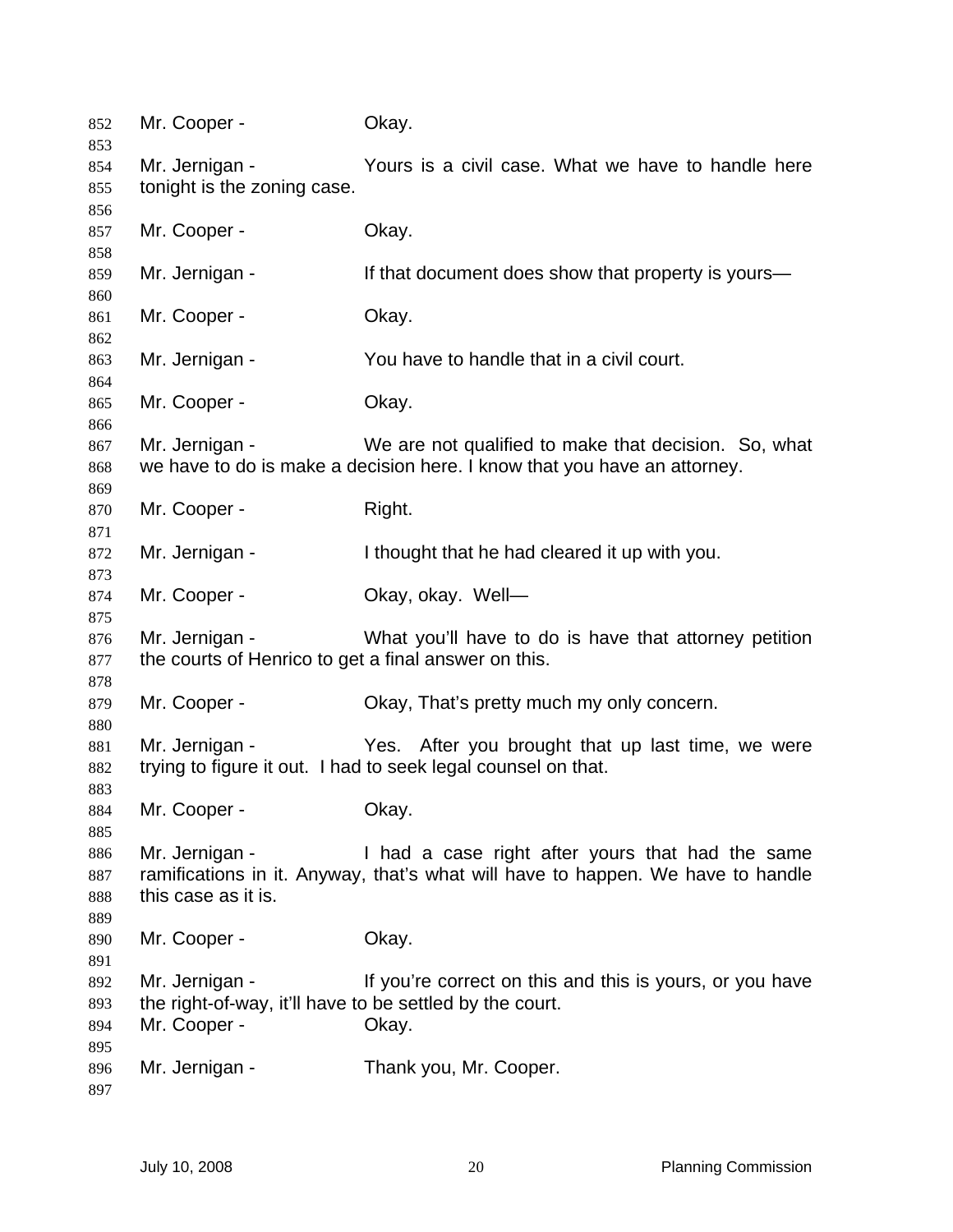Mr. Cooper - Okay.

Mr. Jernigan - Yours is a civil case. What we have to handle here tonight is the zoning case.

Mr. Cooper - Okay.

Mr. Jernigan - If that document does show that property is yours—

Mr. Cooper - Okay.

Mr. Jernigan - You have to handle that in a civil court.

Mr. Cooper - Okay.

Mr. Jernigan - We are not qualified to make that decision. So, what we have to do is make a decision here. I know that you have an attorney.

Mr. Cooper - Right.

Mr. Jernigan - I thought that he had cleared it up with you.

Mr. Cooper - Okay, okay. Well—

Mr. Jernigan - What you'll have to do is have that attorney petition the courts of Henrico to get a final answer on this.

Mr. Cooper - Okay, That's pretty much my only concern.

Mr. Jernigan - Yes. After you brought that up last time, we were trying to figure it out. I had to seek legal counsel on that.

Mr. Cooper - Okay.

Mr. Jernigan - I had a case right after yours that had the same ramifications in it. Anyway, that's what will have to happen. We have to handle this case as it is.

Mr. Cooper - Okay.

Mr. Jernigan - If you're correct on this and this is yours, or you have the right-of-way, it'll have to be settled by the court.

Mr. Cooper - Okay.

Mr. Jernigan - Thank you, Mr. Cooper.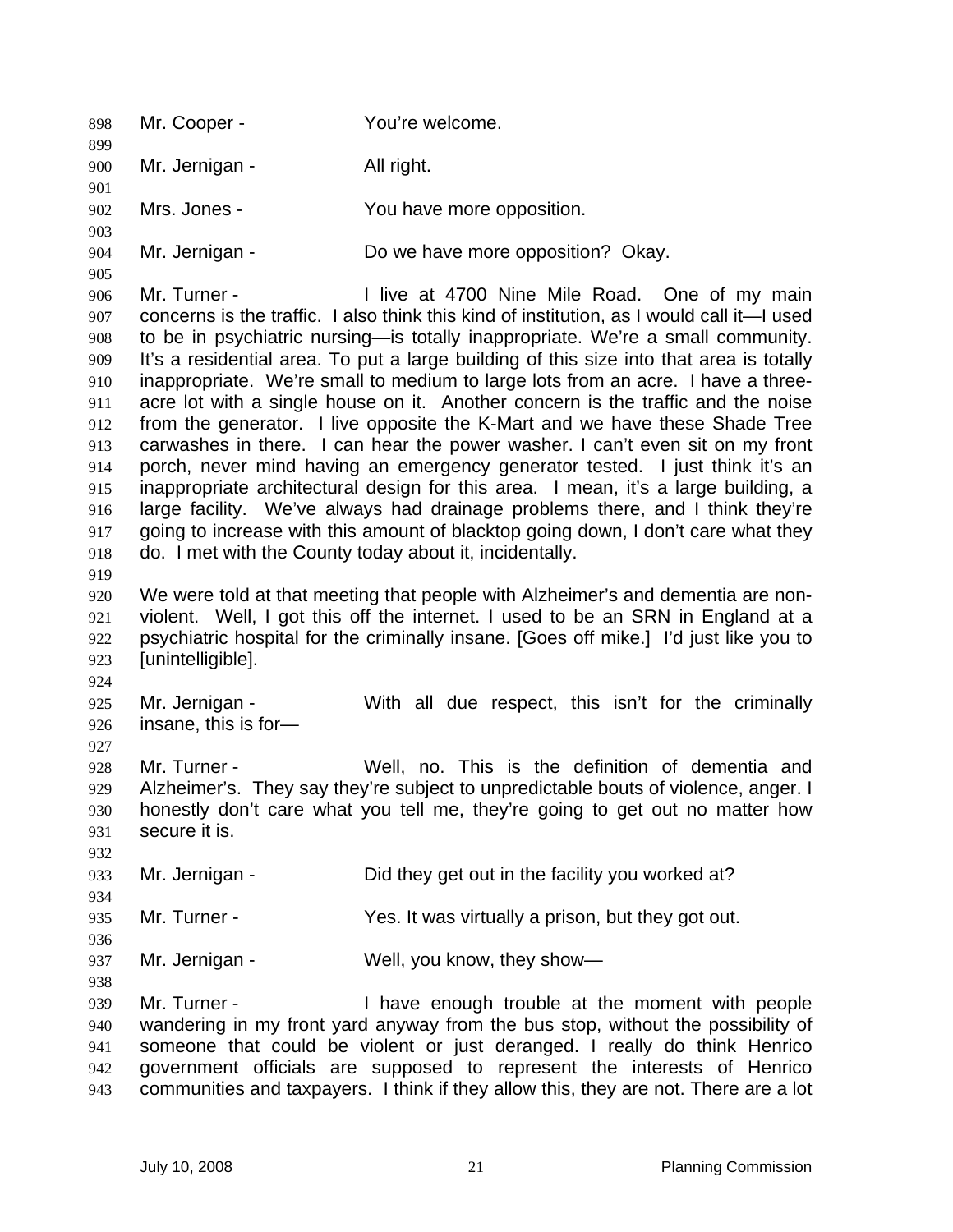Mr. Cooper - You're welcome.

Mr. Jernigan - All right.

Mrs. Jones - You have more opposition.

Mr. Jernigan - Do we have more opposition? Okay.

Mr. Turner - I live at 4700 Nine Mile Road. One of my main concerns is the traffic. I also think this kind of institution, as I would call it—I used to be in psychiatric nursing—is totally inappropriate. We're a small community. It's a residential area. To put a large building of this size into that area is totally inappropriate. We're small to medium to large lots from an acre. I have a three-acre lot with a single house on it. Another concern is the traffic and the noise from the generator. I live opposite the K-Mart and we have these Shade Tree carwashes in there. I can hear the power washer. I can't even sit on my front porch, never mind having an emergency generator tested. I just think it's an inappropriate architectural design for this area. I mean, it's a large building, a large facility. We've always had drainage problems there, and I think they're going to increase with this amount of blacktop going down, I don't care what they do. I met with the County today about it, incidentally.

We were told at that meeting that people with Alzheimer's and dementia are non-violent. Well, I got this off the internet. I used to be an SRN in England at a psychiatric hospital for the criminally insane. [Goes off mike.] I'd just like you to [unintelligible].

Mr. Jernigan - With all due respect, this isn't for the criminally insane, this is for—

Mr. Turner - Well, no. This is the definition of dementia and Alzheimer's. They say they're subject to unpredictable bouts of violence, anger. I honestly don't care what you tell me, they're going to get out no matter how secure it is.

Mr. Jernigan - Did they get out in the facility you worked at?

Mr. Turner - Yes. It was virtually a prison, but they got out.

Mr. Jernigan - Well, you know, they show—

Mr. Turner - I have enough trouble at the moment with people wandering in my front yard anyway from the bus stop, without the possibility of someone that could be violent or just deranged. I really do think Henrico government officials are supposed to represent the interests of Henrico communities and taxpayers. I think if they allow this, they are not. There are a lot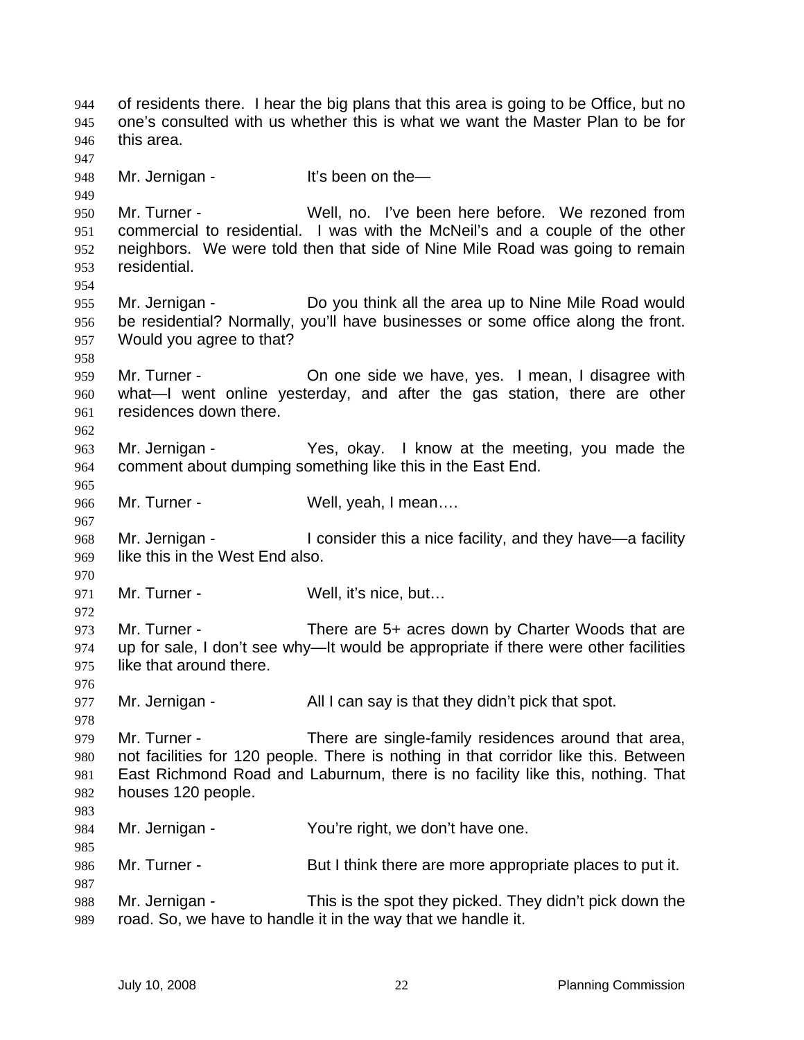of residents there. I hear the big plans that this area is going to be Office, but no one's consulted with us whether this is what we want the Master Plan to be for this area.

Mr. Jernigan - It's been on the—

Mr. Turner - Well, no. I've been here before. We rezoned from commercial to residential. I was with the McNeil's and a couple of the other neighbors. We were told then that side of Nine Mile Road was going to remain residential.

Mr. Jernigan - Do you think all the area up to Nine Mile Road would be residential? Normally, you'll have businesses or some office along the front. Would you agree to that?

Mr. Turner - On one side we have, yes. I mean, I disagree with what—I went online yesterday, and after the gas station, there are other residences down there.

Mr. Jernigan - Yes, okay. I know at the meeting, you made the comment about dumping something like this in the East End.

Mr. Turner - Well, yeah, I mean….

Mr. Jernigan - I consider this a nice facility, and they have—a facility like this in the West End also.

Mr. Turner - Well, it's nice, but…

Mr. Turner - There are 5+ acres down by Charter Woods that are up for sale, I don't see why—It would be appropriate if there were other facilities like that around there.

Mr. Jernigan - All I can say is that they didn't pick that spot.

Mr. Turner - There are single-family residences around that area, not facilities for 120 people. There is nothing in that corridor like this. Between East Richmond Road and Laburnum, there is no facility like this, nothing. That houses 120 people.

Mr. Jernigan - You're right, we don't have one.

Mr. Turner - But I think there are more appropriate places to put it.

Mr. Jernigan - This is the spot they picked. They didn't pick down the road. So, we have to handle it in the way that we handle it.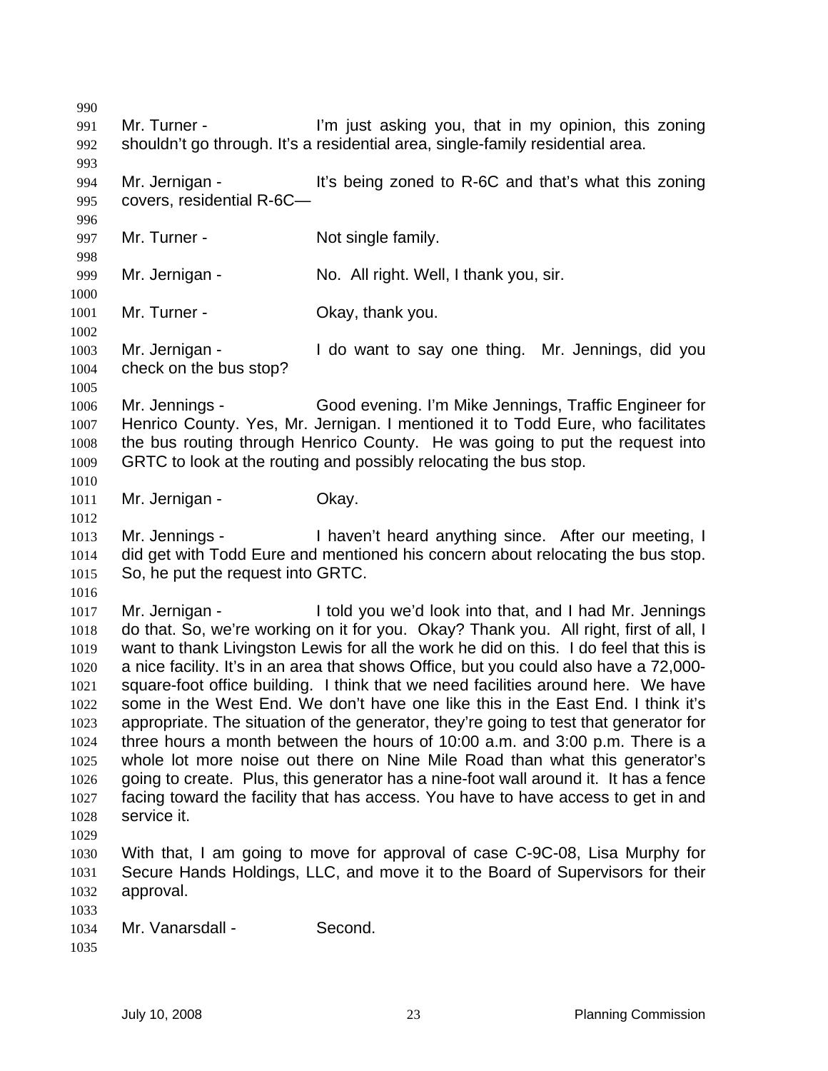Mr. Turner - I'm just asking you, that in my opinion, this zoning shouldn't go through. It's a residential area, single-family residential area.

Mr. Jernigan - It's being zoned to R-6C and that's what this zoning covers, residential R-6C—

Mr. Turner - Not single family.

Mr. Jernigan - No. All right. Well, I thank you, sir.

Mr. Turner - Okay, thank you.

Mr. Jernigan - I do want to say one thing. Mr. Jennings, did you check on the bus stop?

Mr. Jennings - Good evening. I'm Mike Jennings, Traffic Engineer for Henrico County. Yes, Mr. Jernigan. I mentioned it to Todd Eure, who facilitates the bus routing through Henrico County. He was going to put the request into GRTC to look at the routing and possibly relocating the bus stop.

Mr. Jernigan - Okay.

Mr. Jennings - I haven't heard anything since. After our meeting, I did get with Todd Eure and mentioned his concern about relocating the bus stop. So, he put the request into GRTC.

Mr. Jernigan - I told you we'd look into that, and I had Mr. Jennings do that. So, we're working on it for you. Okay? Thank you. All right, first of all, I want to thank Livingston Lewis for all the work he did on this. I do feel that this is a nice facility. It's in an area that shows Office, but you could also have a 72,000-square-foot office building. I think that we need facilities around here. We have some in the West End. We don't have one like this in the East End. I think it's appropriate. The situation of the generator, they're going to test that generator for three hours a month between the hours of 10:00 a.m. and 3:00 p.m. There is a whole lot more noise out there on Nine Mile Road than what this generator's going to create. Plus, this generator has a nine-foot wall around it. It has a fence facing toward the facility that has access. You have to have access to get in and service it.

With that, I am going to move for approval of case C-9C-08, Lisa Murphy for Secure Hands Holdings, LLC, and move it to the Board of Supervisors for their approval.

Mr. Vanarsdall - Second.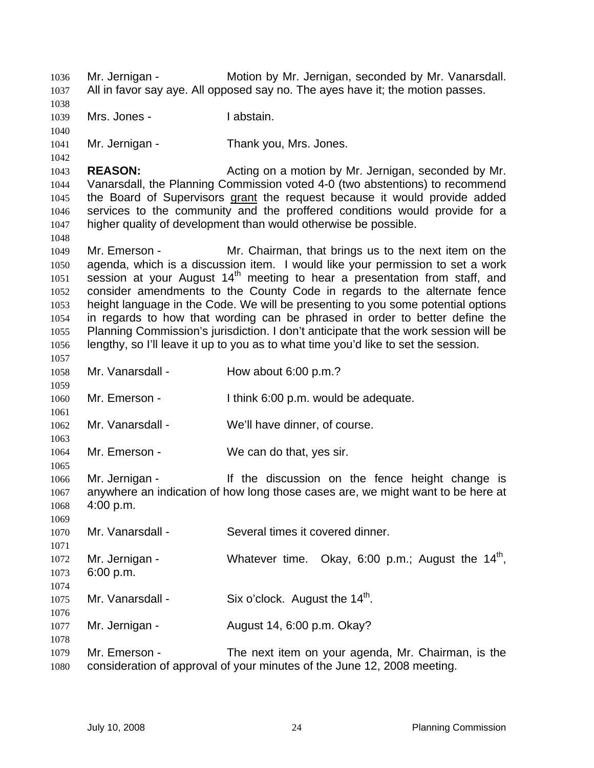Mr. Jernigan - Motion by Mr. Jernigan, seconded by Mr. Vanarsdall. All in favor say aye. All opposed say no. The ayes have it; the motion passes.

Mrs. Jones - I abstain.

Mr. Jernigan - Thank you, Mrs. Jones.

**REASON:** Acting on a motion by Mr. Jernigan, seconded by Mr. Vanarsdall, the Planning Commission voted 4-0 (two abstentions) to recommend the Board of Supervisors grant the request because it would provide added services to the community and the proffered conditions would provide for a higher quality of development than would otherwise be possible.

Mr. Emerson - Mr. Chairman, that brings us to the next item on the agenda, which is a discussion item. I would like your permission to set a work session at your August 14th meeting to hear a presentation from staff, and consider amendments to the County Code in regards to the alternate fence height language in the Code. We will be presenting to you some potential options in regards to how that wording can be phrased in order to better define the Planning Commission's jurisdiction. I don't anticipate that the work session will be lengthy, so I'll leave it up to you as to what time you'd like to set the session.

Mr. Vanarsdall - How about 6:00 p.m.?

Mr. Emerson - I think 6:00 p.m. would be adequate.

Mr. Vanarsdall - We'll have dinner, of course.

Mr. Emerson - We can do that, yes sir.

Mr. Jernigan - If the discussion on the fence height change is anywhere an indication of how long those cases are, we might want to be here at 4:00 p.m.

Mr. Vanarsdall - Several times it covered dinner.

Mr. Jernigan - Whatever time. Okay, 6:00 p.m.; August the 14th, 6:00 p.m.

Mr. Vanarsdall - Six o'clock. August the 14th.

Mr. Jernigan - August 14, 6:00 p.m. Okay?

Mr. Emerson - The next item on your agenda, Mr. Chairman, is the consideration of approval of your minutes of the June 12, 2008 meeting.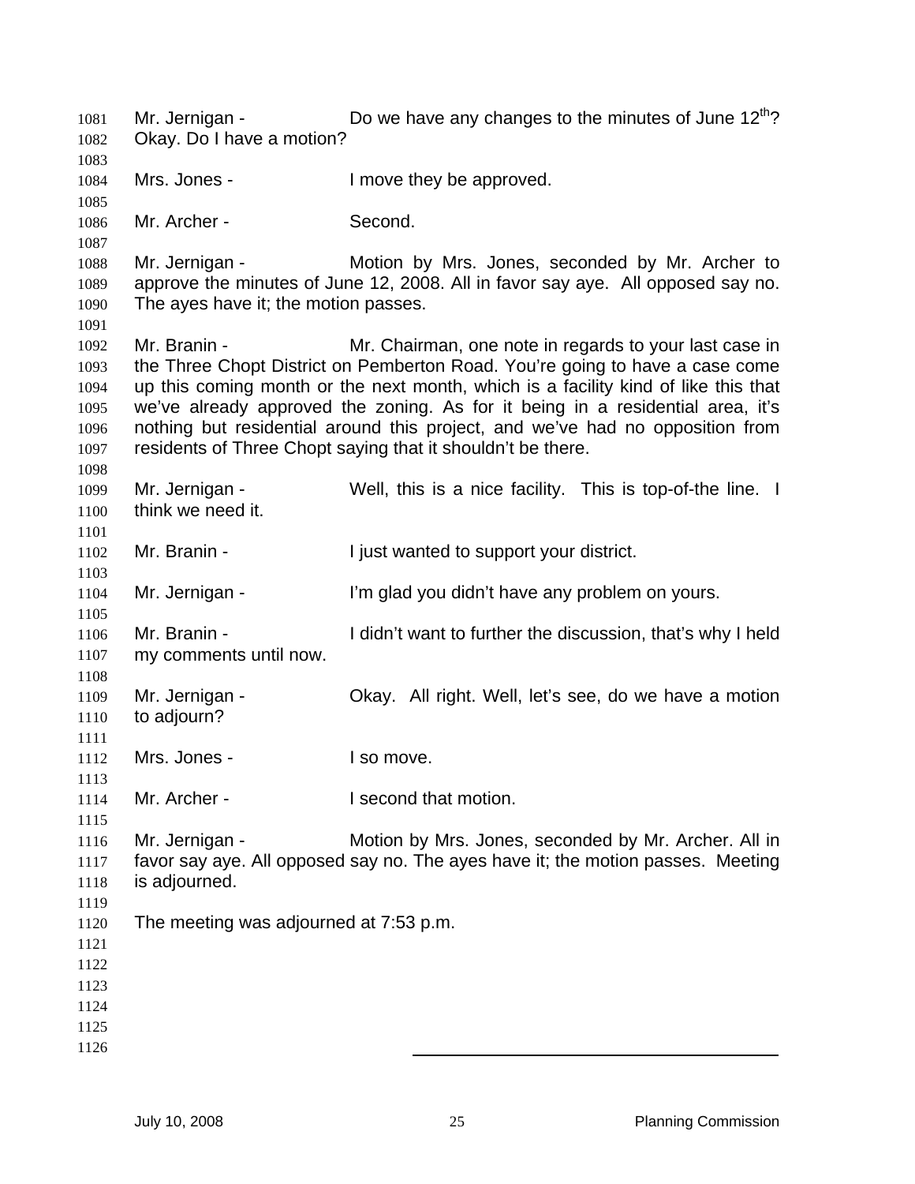Mr. Jernigan - Do we have any changes to the minutes of June $12^{th}$? Okay. Do I have a motion?

Mrs. Jones - I move they be approved.

Mr. Archer - Second.

Mr. Jernigan - Motion by Mrs. Jones, seconded by Mr. Archer to approve the minutes of June 12, 2008. All in favor say aye. All opposed say no. The ayes have it; the motion passes.

Mr. Branin - Mr. Chairman, one note in regards to your last case in the Three Chopt District on Pemberton Road. You're going to have a case come up this coming month or the next month, which is a facility kind of like this that we've already approved the zoning. As for it being in a residential area, it's nothing but residential around this project, and we've had no opposition from residents of Three Chopt saying that it shouldn't be there.

Mr. Jernigan - Well, this is a nice facility. This is top-of-the line. I think we need it.

Mr. Branin - I just wanted to support your district.

Mr. Jernigan - I'm glad you didn't have any problem on yours.

Mr. Branin - I didn't want to further the discussion, that's why I held my comments until now.

Mr. Jernigan - Okay. All right. Well, let's see, do we have a motion to adjourn?

Mrs. Jones - I so move.

Mr. Archer - I second that motion.

Mr. Jernigan - Motion by Mrs. Jones, seconded by Mr. Archer. All in favor say aye. All opposed say no. The ayes have it; the motion passes. Meeting is adjourned.

The meeting was adjourned at 7:53 p.m.

\_\_\_\_\_\_\_\_\_\_\_\_\_\_\_\_\_\_\_\_\_\_\_\_\_\_\_\_\_\_\_\_\_\_\_\_\_\_\_\_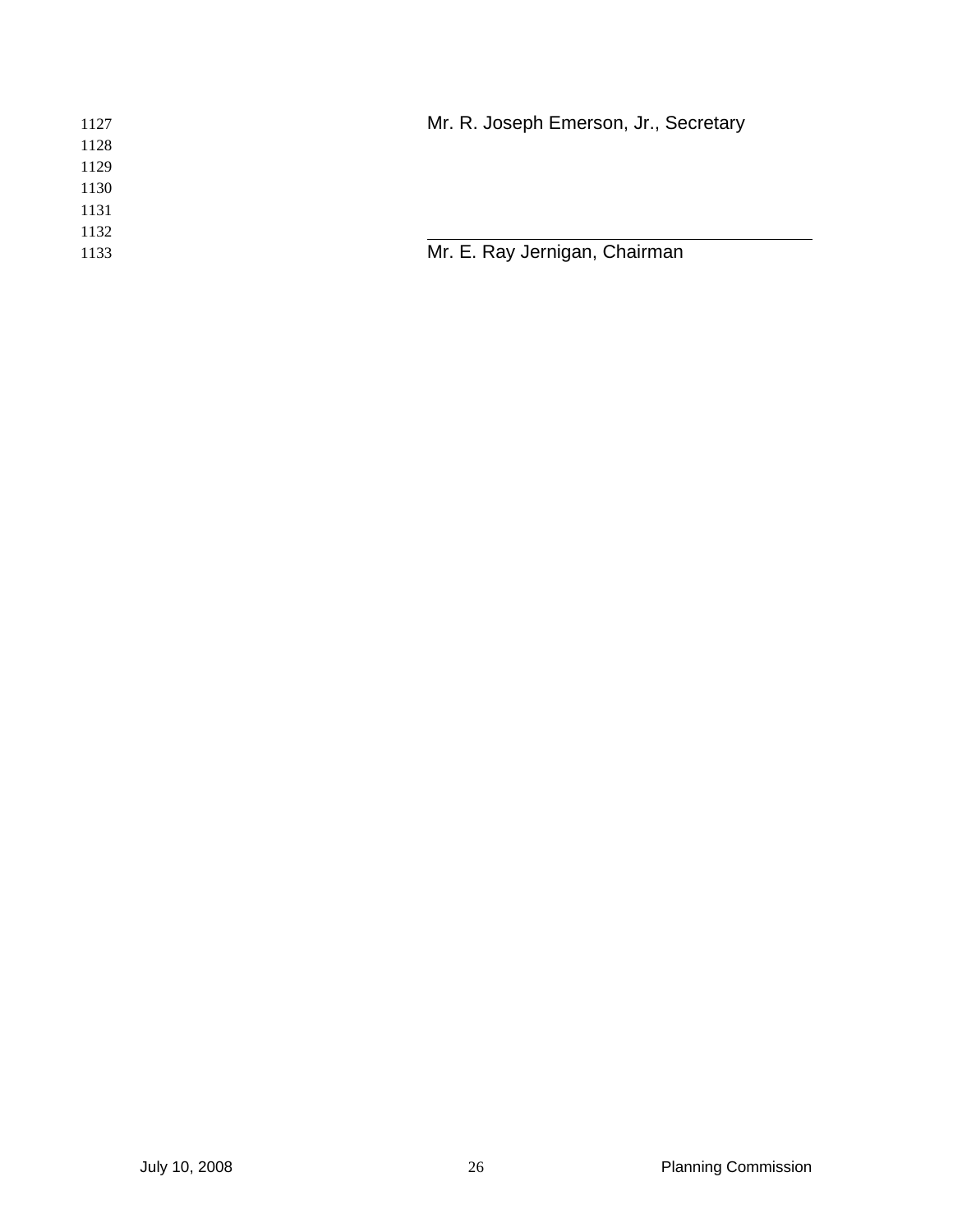Mr. R. Joseph Emerson, Jr., Secretary

\_\_\_\_\_\_\_\_\_\_\_\_\_\_\_\_\_\_\_\_\_\_\_\_\_\_\_\_\_\_\_\_\_\_\_\_\_\_\_\_

Mr. E. Ray Jernigan, Chairman